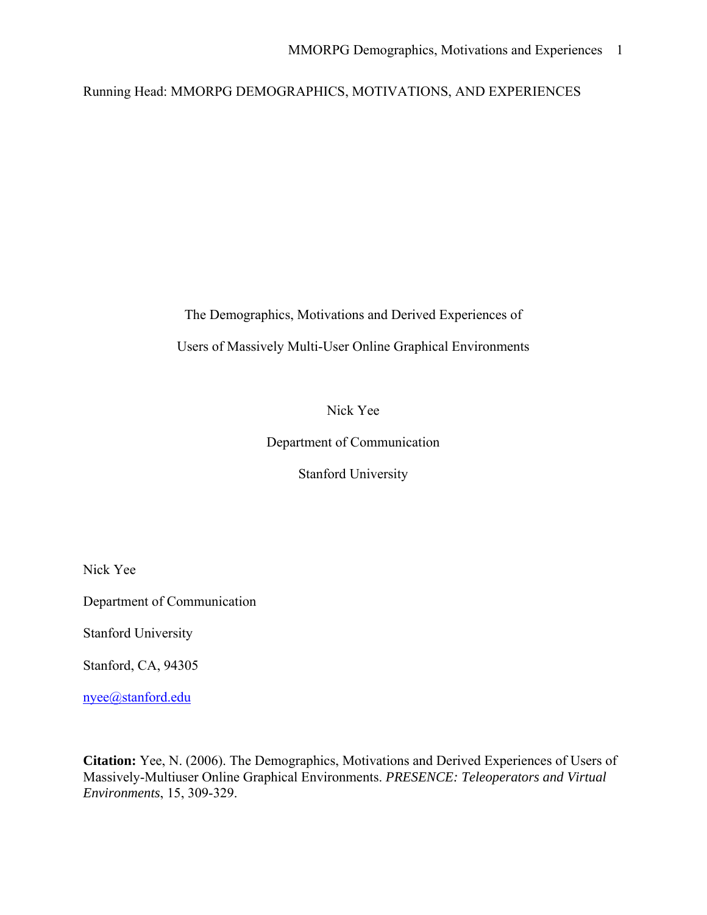Running Head: MMORPG DEMOGRAPHICS, MOTIVATIONS, AND EXPERIENCES

# The Demographics, Motivations and Derived Experiences of Users of Massively Multi-User Online Graphical Environments

Nick Yee

Department of Communication

Stanford University

Nick Yee

Department of Communication

Stanford University

Stanford, CA, 94305

nyee@stanford.edu

**Citation:** Yee, N. (2006). The Demographics, Motivations and Derived Experiences of Users of Massively-Multiuser Online Graphical Environments. *PRESENCE: Teleoperators and Virtual Environments*, 15, 309-329.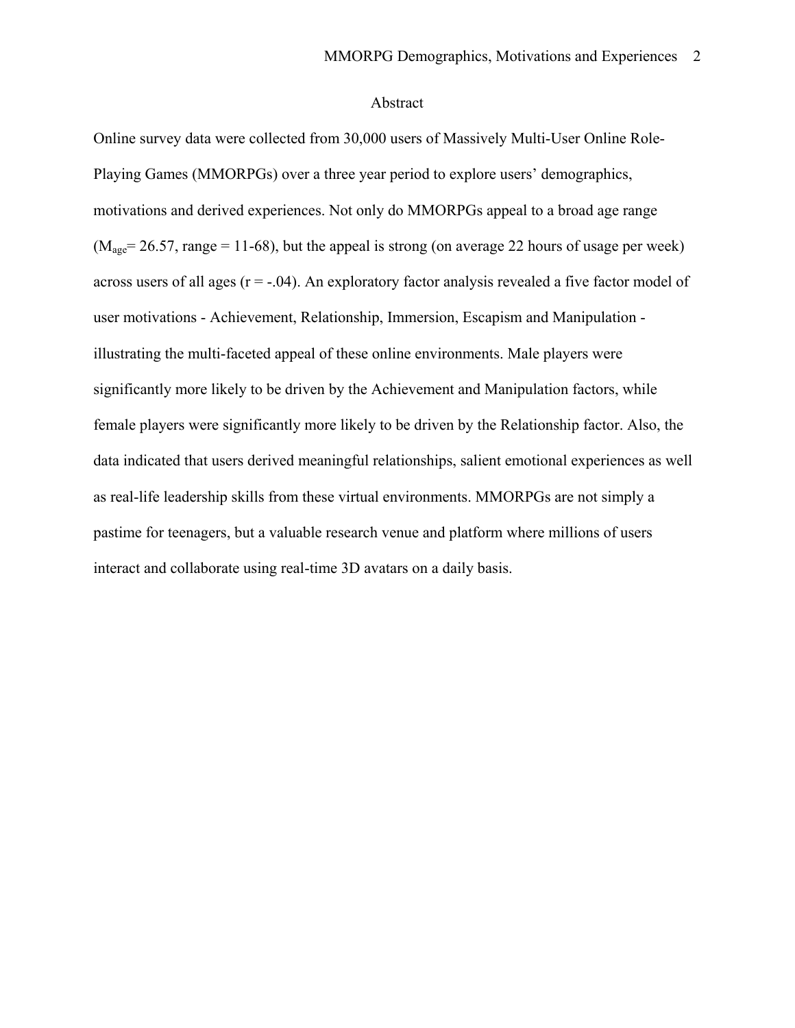## Abstract

Online survey data were collected from 30,000 users of Massively Multi-User Online Role-Playing Games (MMORPGs) over a three year period to explore users' demographics, motivations and derived experiences. Not only do MMORPGs appeal to a broad age range ($M_{age}$= 26.57, range = 11-68), but the appeal is strong (on average 22 hours of usage per week) across users of all ages ($r = -.04$). An exploratory factor analysis revealed a five factor model of user motivations - Achievement, Relationship, Immersion, Escapism and Manipulation - illustrating the multi-faceted appeal of these online environments. Male players were significantly more likely to be driven by the Achievement and Manipulation factors, while female players were significantly more likely to be driven by the Relationship factor. Also, the data indicated that users derived meaningful relationships, salient emotional experiences as well as real-life leadership skills from these virtual environments. MMORPGs are not simply a pastime for teenagers, but a valuable research venue and platform where millions of users interact and collaborate using real-time 3D avatars on a daily basis.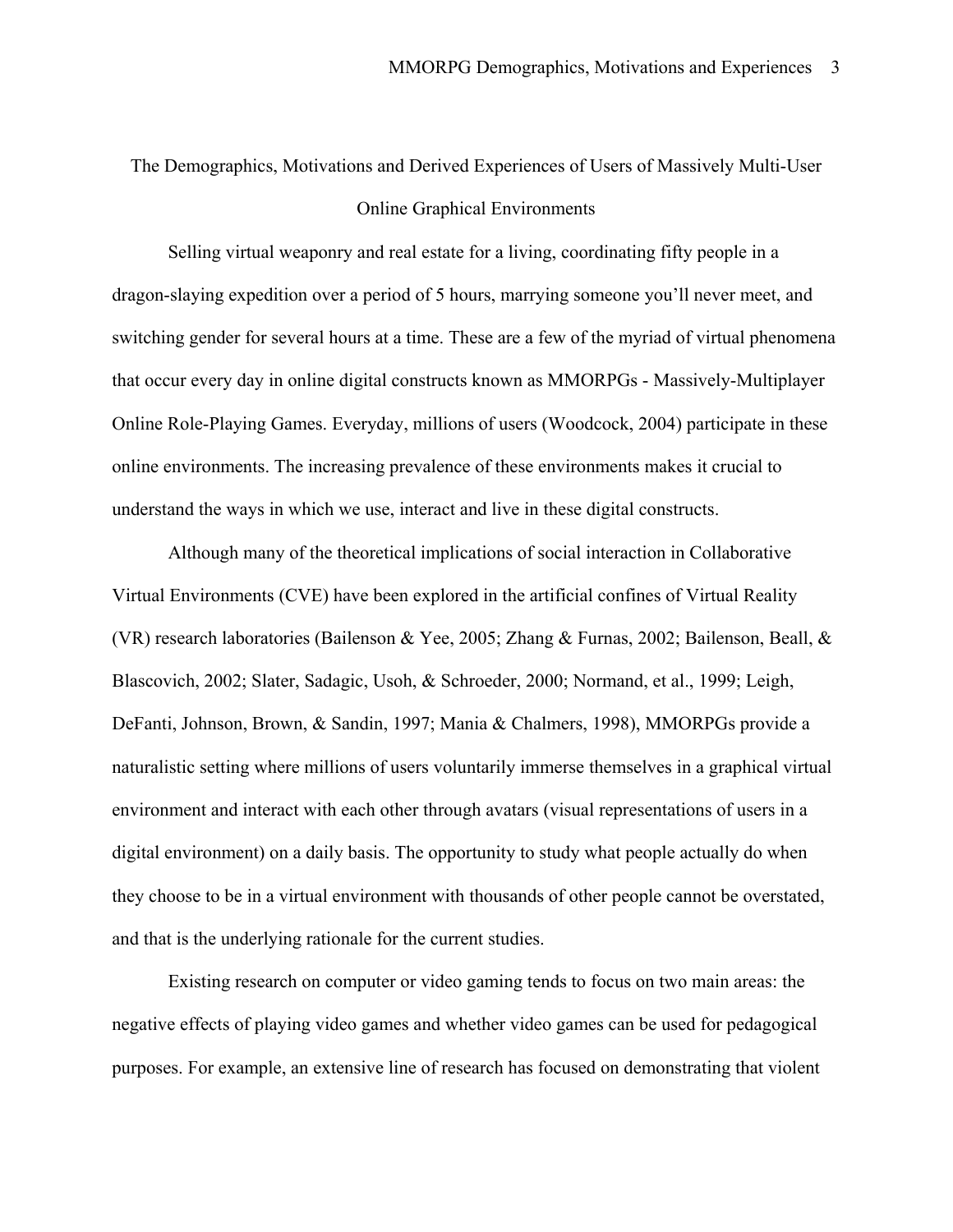# The Demographics, Motivations and Derived Experiences of Users of Massively Multi-User Online Graphical Environments

Selling virtual weaponry and real estate for a living, coordinating fifty people in a dragon-slaying expedition over a period of 5 hours, marrying someone you'll never meet, and switching gender for several hours at a time. These are a few of the myriad of virtual phenomena that occur every day in online digital constructs known as MMORPGs - Massively-Multiplayer Online Role-Playing Games. Everyday, millions of users (Woodcock, 2004) participate in these online environments. The increasing prevalence of these environments makes it crucial to understand the ways in which we use, interact and live in these digital constructs.

Although many of the theoretical implications of social interaction in Collaborative Virtual Environments (CVE) have been explored in the artificial confines of Virtual Reality (VR) research laboratories (Bailenson & Yee, 2005; Zhang & Furnas, 2002; Bailenson, Beall, & Blascovich, 2002; Slater, Sadagic, Usoh, & Schroeder, 2000; Normand, et al., 1999; Leigh, DeFanti, Johnson, Brown, & Sandin, 1997; Mania & Chalmers, 1998), MMORPGs provide a naturalistic setting where millions of users voluntarily immerse themselves in a graphical virtual environment and interact with each other through avatars (visual representations of users in a digital environment) on a daily basis. The opportunity to study what people actually do when they choose to be in a virtual environment with thousands of other people cannot be overstated, and that is the underlying rationale for the current studies.

Existing research on computer or video gaming tends to focus on two main areas: the negative effects of playing video games and whether video games can be used for pedagogical purposes. For example, an extensive line of research has focused on demonstrating that violent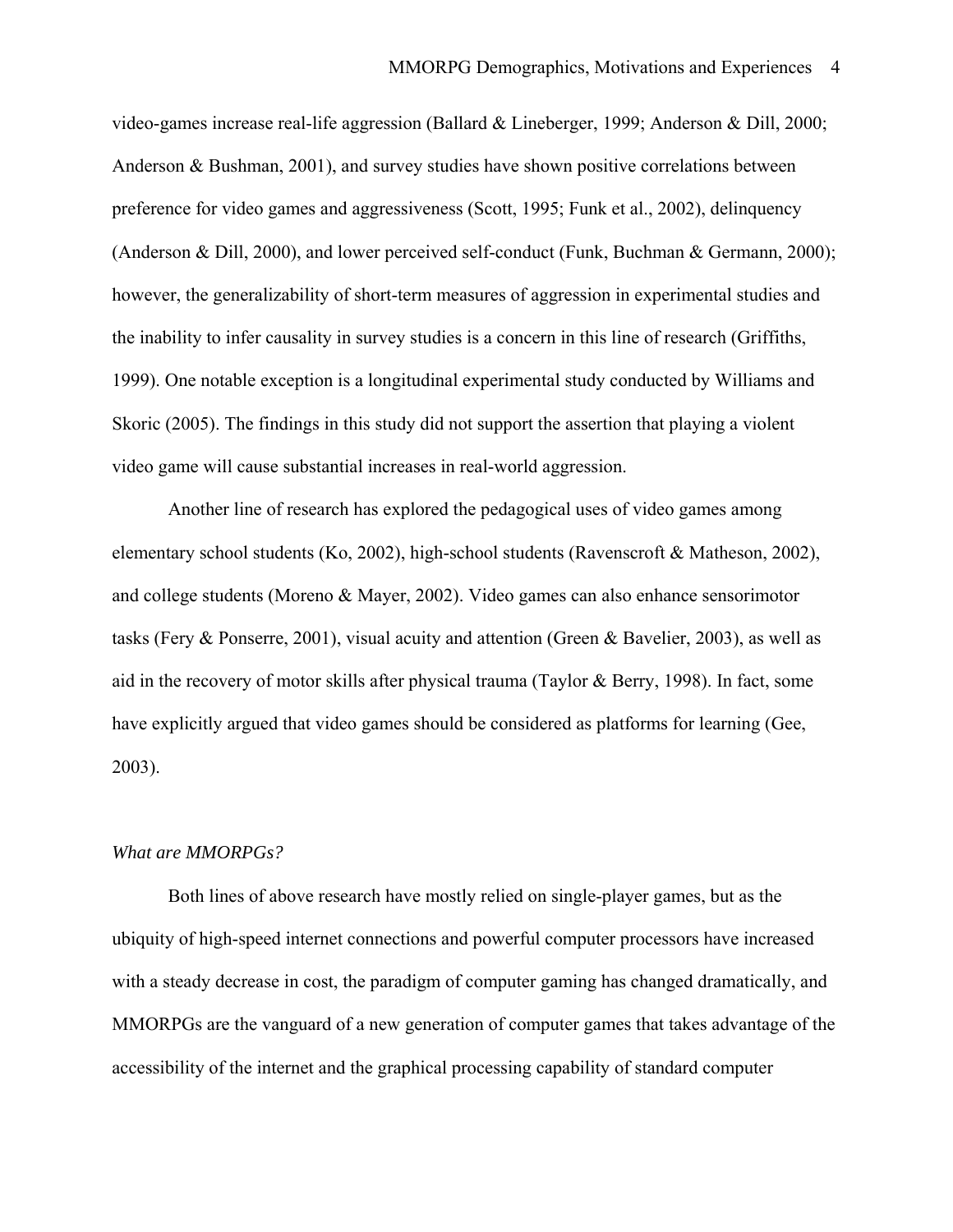video-games increase real-life aggression (Ballard & Lineberger, 1999; Anderson & Dill, 2000; Anderson & Bushman, 2001), and survey studies have shown positive correlations between preference for video games and aggressiveness (Scott, 1995; Funk et al., 2002), delinquency (Anderson & Dill, 2000), and lower perceived self-conduct (Funk, Buchman & Germann, 2000); however, the generalizability of short-term measures of aggression in experimental studies and the inability to infer causality in survey studies is a concern in this line of research (Griffiths, 1999). One notable exception is a longitudinal experimental study conducted by Williams and Skoric (2005). The findings in this study did not support the assertion that playing a violent video game will cause substantial increases in real-world aggression.

Another line of research has explored the pedagogical uses of video games among elementary school students (Ko, 2002), high-school students (Ravenscroft & Matheson, 2002), and college students (Moreno & Mayer, 2002). Video games can also enhance sensorimotor tasks (Fery & Ponserre, 2001), visual acuity and attention (Green & Bavelier, 2003), as well as aid in the recovery of motor skills after physical trauma (Taylor & Berry, 1998). In fact, some have explicitly argued that video games should be considered as platforms for learning (Gee, 2003).

*What are MMORPGs?*

Both lines of above research have mostly relied on single-player games, but as the ubiquity of high-speed internet connections and powerful computer processors have increased with a steady decrease in cost, the paradigm of computer gaming has changed dramatically, and MMORPGs are the vanguard of a new generation of computer games that takes advantage of the accessibility of the internet and the graphical processing capability of standard computer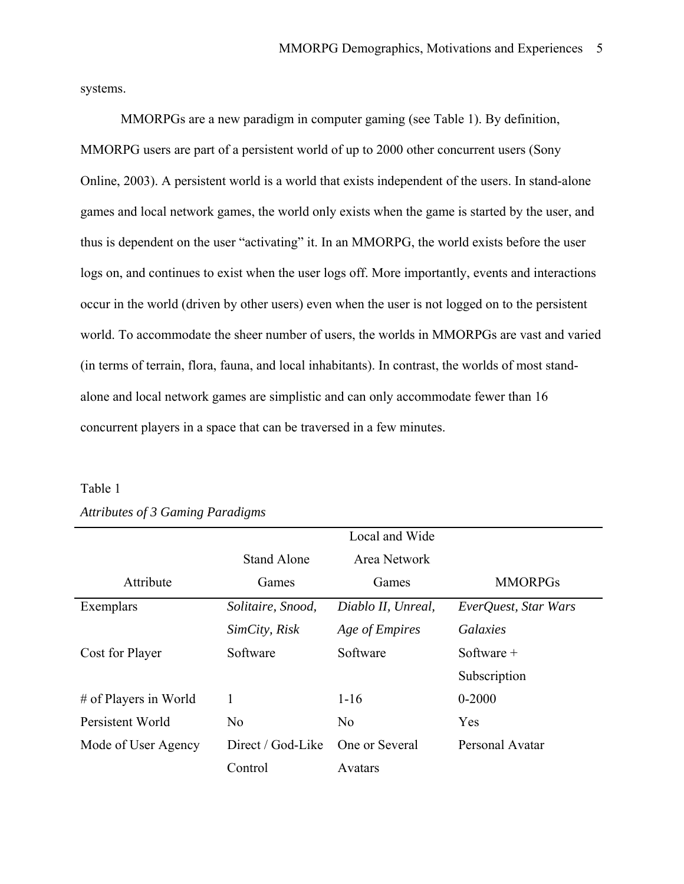systems.

MMORPGs are a new paradigm in computer gaming (see Table 1). By definition, MMORPG users are part of a persistent world of up to 2000 other concurrent users (Sony Online, 2003). A persistent world is a world that exists independent of the users. In stand-alone games and local network games, the world only exists when the game is started by the user, and thus is dependent on the user "activating" it. In an MMORPG, the world exists before the user logs on, and continues to exist when the user logs off. More importantly, events and interactions occur in the world (driven by other users) even when the user is not logged on to the persistent world. To accommodate the sheer number of users, the worlds in MMORPGs are vast and varied (in terms of terrain, flora, fauna, and local inhabitants). In contrast, the worlds of most stand-alone and local network games are simplistic and can only accommodate fewer than 16 concurrent players in a space that can be traversed in a few minutes.

Table 1

*Attributes of 3 Gaming Paradigms*

| Attribute | Stand Alone Games | Local and Wide Area Network Games | MMORPGs |
|---|---|---|---|
| Exemplars | *Solitaire, Snood, SimCity, Risk* | *Diablo II, Unreal, Age of Empires* | *EverQuest, Star Wars Galaxies* |
| Cost for Player | Software | Software | Software + Subscription |
| # of Players in World | 1 | 1-16 | 0-2000 |
| Persistent World | No | No | Yes |
| Mode of User Agency | Direct / God-Like Control | One or Several Avatars | Personal Avatar |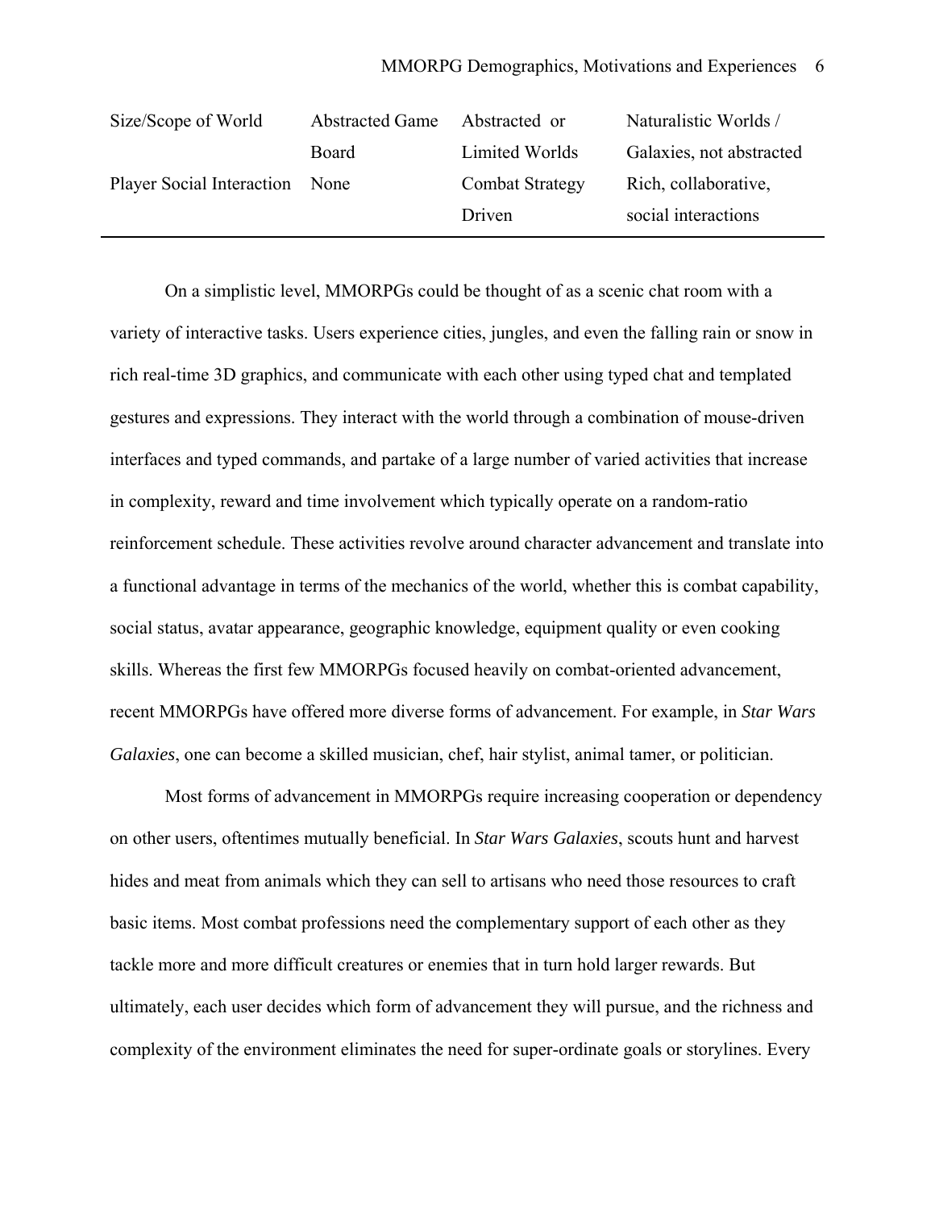| | | | |
|---|---|---|---|
| Size/Scope of World | Abstracted Game Board | Abstracted or Limited Worlds | Naturalistic Worlds / Galaxies, not abstracted |
| Player Social Interaction | None | Combat Strategy Driven | Rich, collaborative, social interactions |

On a simplistic level, MMORPGs could be thought of as a scenic chat room with a variety of interactive tasks. Users experience cities, jungles, and even the falling rain or snow in rich real-time 3D graphics, and communicate with each other using typed chat and templated gestures and expressions. They interact with the world through a combination of mouse-driven interfaces and typed commands, and partake of a large number of varied activities that increase in complexity, reward and time involvement which typically operate on a random-ratio reinforcement schedule. These activities revolve around character advancement and translate into a functional advantage in terms of the mechanics of the world, whether this is combat capability, social status, avatar appearance, geographic knowledge, equipment quality or even cooking skills. Whereas the first few MMORPGs focused heavily on combat-oriented advancement, recent MMORPGs have offered more diverse forms of advancement. For example, in *Star Wars Galaxies*, one can become a skilled musician, chef, hair stylist, animal tamer, or politician.

Most forms of advancement in MMORPGs require increasing cooperation or dependency on other users, oftentimes mutually beneficial. In *Star Wars Galaxies*, scouts hunt and harvest hides and meat from animals which they can sell to artisans who need those resources to craft basic items. Most combat professions need the complementary support of each other as they tackle more and more difficult creatures or enemies that in turn hold larger rewards. But ultimately, each user decides which form of advancement they will pursue, and the richness and complexity of the environment eliminates the need for super-ordinate goals or storylines. Every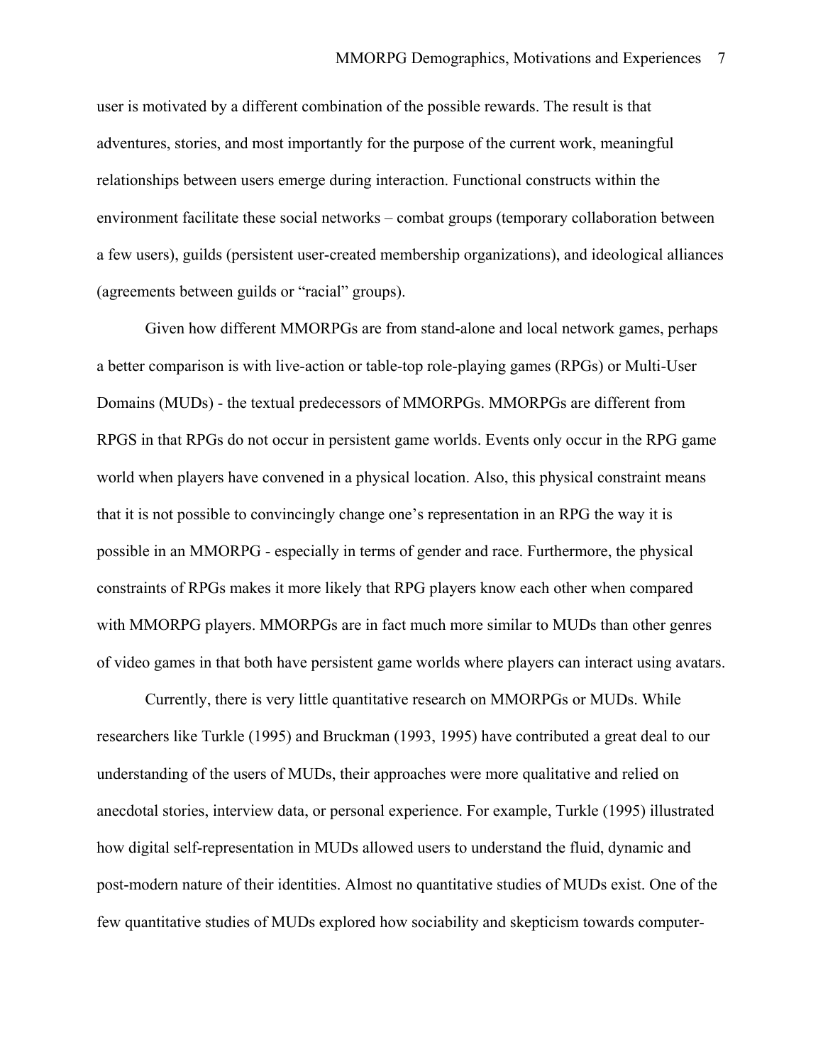user is motivated by a different combination of the possible rewards. The result is that adventures, stories, and most importantly for the purpose of the current work, meaningful relationships between users emerge during interaction. Functional constructs within the environment facilitate these social networks – combat groups (temporary collaboration between a few users), guilds (persistent user-created membership organizations), and ideological alliances (agreements between guilds or "racial" groups).

Given how different MMORPGs are from stand-alone and local network games, perhaps a better comparison is with live-action or table-top role-playing games (RPGs) or Multi-User Domains (MUDs) - the textual predecessors of MMORPGs. MMORPGs are different from RPGS in that RPGs do not occur in persistent game worlds. Events only occur in the RPG game world when players have convened in a physical location. Also, this physical constraint means that it is not possible to convincingly change one's representation in an RPG the way it is possible in an MMORPG - especially in terms of gender and race. Furthermore, the physical constraints of RPGs makes it more likely that RPG players know each other when compared with MMORPG players. MMORPGs are in fact much more similar to MUDs than other genres of video games in that both have persistent game worlds where players can interact using avatars.

Currently, there is very little quantitative research on MMORPGs or MUDs. While researchers like Turkle (1995) and Bruckman (1993, 1995) have contributed a great deal to our understanding of the users of MUDs, their approaches were more qualitative and relied on anecdotal stories, interview data, or personal experience. For example, Turkle (1995) illustrated how digital self-representation in MUDs allowed users to understand the fluid, dynamic and post-modern nature of their identities. Almost no quantitative studies of MUDs exist. One of the few quantitative studies of MUDs explored how sociability and skepticism towards computer-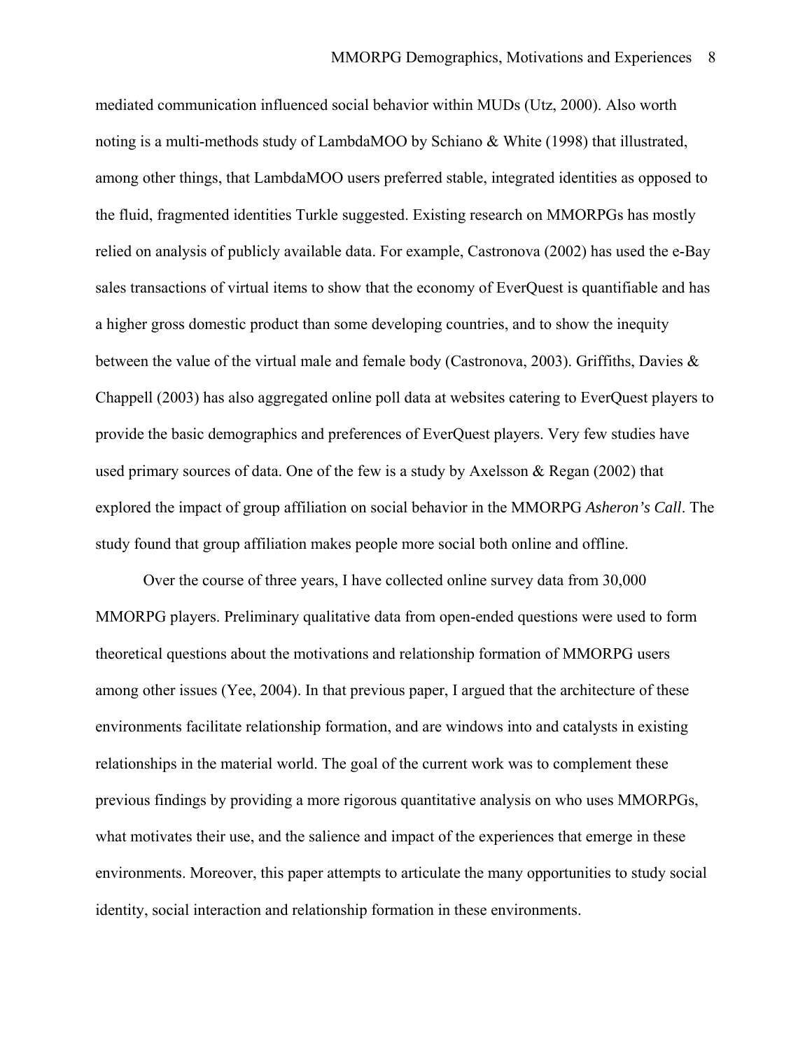mediated communication influenced social behavior within MUDs (Utz, 2000). Also worth noting is a multi-methods study of LambdaMOO by Schiano & White (1998) that illustrated, among other things, that LambdaMOO users preferred stable, integrated identities as opposed to the fluid, fragmented identities Turkle suggested. Existing research on MMORPGs has mostly relied on analysis of publicly available data. For example, Castronova (2002) has used the e-Bay sales transactions of virtual items to show that the economy of EverQuest is quantifiable and has a higher gross domestic product than some developing countries, and to show the inequity between the value of the virtual male and female body (Castronova, 2003). Griffiths, Davies & Chappell (2003) has also aggregated online poll data at websites catering to EverQuest players to provide the basic demographics and preferences of EverQuest players. Very few studies have used primary sources of data. One of the few is a study by Axelsson & Regan (2002) that explored the impact of group affiliation on social behavior in the MMORPG *Asheron's Call*. The study found that group affiliation makes people more social both online and offline.

Over the course of three years, I have collected online survey data from 30,000 MMORPG players. Preliminary qualitative data from open-ended questions were used to form theoretical questions about the motivations and relationship formation of MMORPG users among other issues (Yee, 2004). In that previous paper, I argued that the architecture of these environments facilitate relationship formation, and are windows into and catalysts in existing relationships in the material world. The goal of the current work was to complement these previous findings by providing a more rigorous quantitative analysis on who uses MMORPGs, what motivates their use, and the salience and impact of the experiences that emerge in these environments. Moreover, this paper attempts to articulate the many opportunities to study social identity, social interaction and relationship formation in these environments.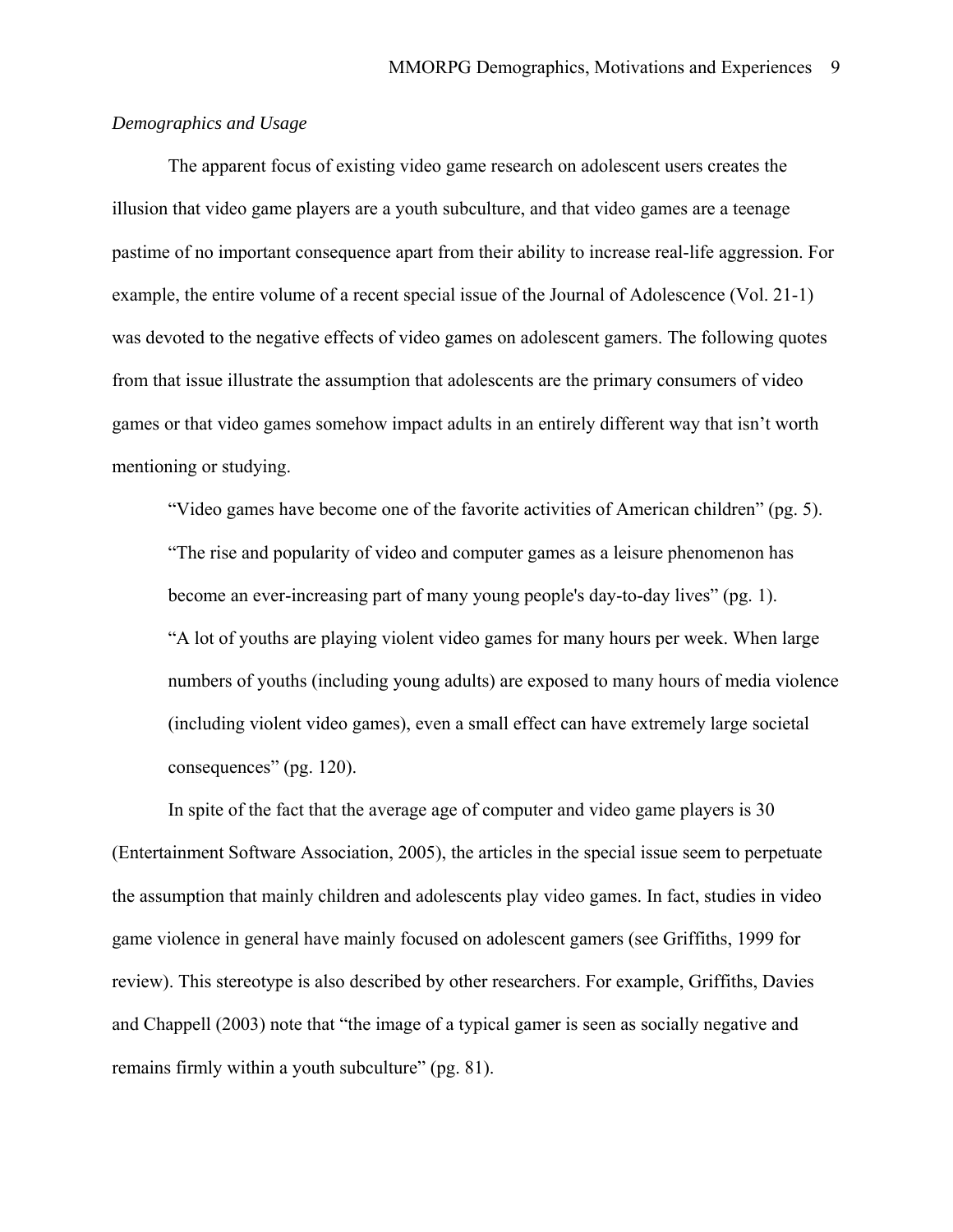*Demographics and Usage*

The apparent focus of existing video game research on adolescent users creates the illusion that video game players are a youth subculture, and that video games are a teenage pastime of no important consequence apart from their ability to increase real-life aggression. For example, the entire volume of a recent special issue of the Journal of Adolescence (Vol. 21-1) was devoted to the negative effects of video games on adolescent gamers. The following quotes from that issue illustrate the assumption that adolescents are the primary consumers of video games or that video games somehow impact adults in an entirely different way that isn't worth mentioning or studying.

> "Video games have become one of the favorite activities of American children" (pg. 5).
>
> "The rise and popularity of video and computer games as a leisure phenomenon has become an ever-increasing part of many young people's day-to-day lives" (pg. 1).
>
> "A lot of youths are playing violent video games for many hours per week. When large numbers of youths (including young adults) are exposed to many hours of media violence (including violent video games), even a small effect can have extremely large societal consequences" (pg. 120).

In spite of the fact that the average age of computer and video game players is 30 (Entertainment Software Association, 2005), the articles in the special issue seem to perpetuate the assumption that mainly children and adolescents play video games. In fact, studies in video game violence in general have mainly focused on adolescent gamers (see Griffiths, 1999 for review). This stereotype is also described by other researchers. For example, Griffiths, Davies and Chappell (2003) note that "the image of a typical gamer is seen as socially negative and remains firmly within a youth subculture" (pg. 81).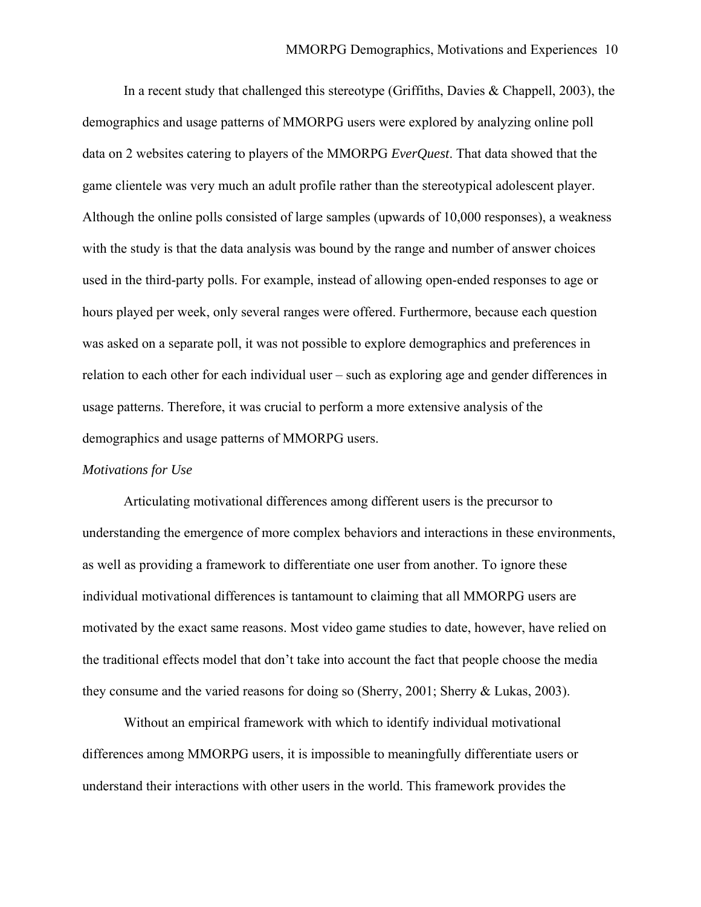In a recent study that challenged this stereotype (Griffiths, Davies & Chappell, 2003), the demographics and usage patterns of MMORPG users were explored by analyzing online poll data on 2 websites catering to players of the MMORPG *EverQuest*. That data showed that the game clientele was very much an adult profile rather than the stereotypical adolescent player. Although the online polls consisted of large samples (upwards of 10,000 responses), a weakness with the study is that the data analysis was bound by the range and number of answer choices used in the third-party polls. For example, instead of allowing open-ended responses to age or hours played per week, only several ranges were offered. Furthermore, because each question was asked on a separate poll, it was not possible to explore demographics and preferences in relation to each other for each individual user – such as exploring age and gender differences in usage patterns. Therefore, it was crucial to perform a more extensive analysis of the demographics and usage patterns of MMORPG users.

*Motivations for Use*

Articulating motivational differences among different users is the precursor to understanding the emergence of more complex behaviors and interactions in these environments, as well as providing a framework to differentiate one user from another. To ignore these individual motivational differences is tantamount to claiming that all MMORPG users are motivated by the exact same reasons. Most video game studies to date, however, have relied on the traditional effects model that don't take into account the fact that people choose the media they consume and the varied reasons for doing so (Sherry, 2001; Sherry & Lukas, 2003).

Without an empirical framework with which to identify individual motivational differences among MMORPG users, it is impossible to meaningfully differentiate users or understand their interactions with other users in the world. This framework provides the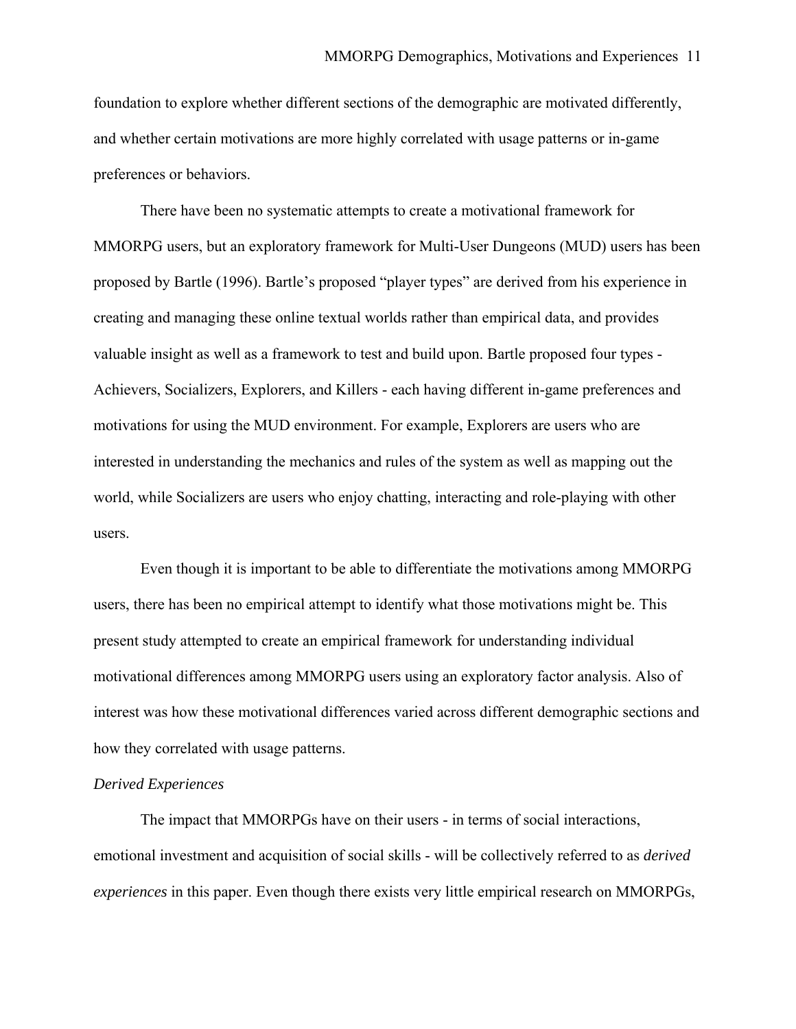foundation to explore whether different sections of the demographic are motivated differently, and whether certain motivations are more highly correlated with usage patterns or in-game preferences or behaviors.

There have been no systematic attempts to create a motivational framework for MMORPG users, but an exploratory framework for Multi-User Dungeons (MUD) users has been proposed by Bartle (1996). Bartle's proposed "player types" are derived from his experience in creating and managing these online textual worlds rather than empirical data, and provides valuable insight as well as a framework to test and build upon. Bartle proposed four types - Achievers, Socializers, Explorers, and Killers - each having different in-game preferences and motivations for using the MUD environment. For example, Explorers are users who are interested in understanding the mechanics and rules of the system as well as mapping out the world, while Socializers are users who enjoy chatting, interacting and role-playing with other users.

Even though it is important to be able to differentiate the motivations among MMORPG users, there has been no empirical attempt to identify what those motivations might be. This present study attempted to create an empirical framework for understanding individual motivational differences among MMORPG users using an exploratory factor analysis. Also of interest was how these motivational differences varied across different demographic sections and how they correlated with usage patterns.

*Derived Experiences*

The impact that MMORPGs have on their users - in terms of social interactions, emotional investment and acquisition of social skills - will be collectively referred to as *derived experiences* in this paper. Even though there exists very little empirical research on MMORPGs,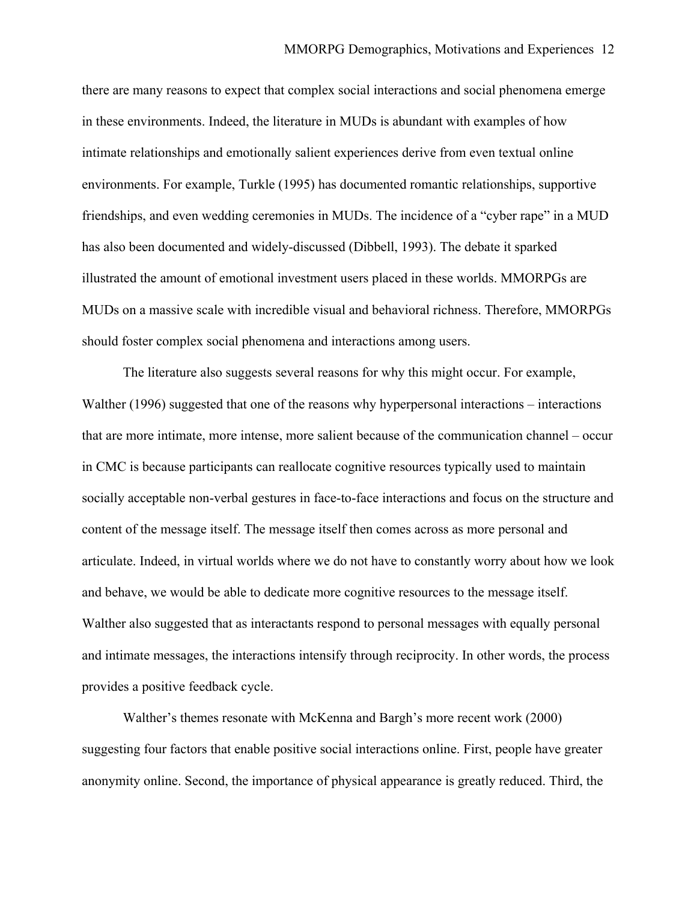there are many reasons to expect that complex social interactions and social phenomena emerge in these environments. Indeed, the literature in MUDs is abundant with examples of how intimate relationships and emotionally salient experiences derive from even textual online environments. For example, Turkle (1995) has documented romantic relationships, supportive friendships, and even wedding ceremonies in MUDs. The incidence of a "cyber rape" in a MUD has also been documented and widely-discussed (Dibbell, 1993). The debate it sparked illustrated the amount of emotional investment users placed in these worlds. MMORPGs are MUDs on a massive scale with incredible visual and behavioral richness. Therefore, MMORPGs should foster complex social phenomena and interactions among users.

The literature also suggests several reasons for why this might occur. For example, Walther (1996) suggested that one of the reasons why hyperpersonal interactions – interactions that are more intimate, more intense, more salient because of the communication channel – occur in CMC is because participants can reallocate cognitive resources typically used to maintain socially acceptable non-verbal gestures in face-to-face interactions and focus on the structure and content of the message itself. The message itself then comes across as more personal and articulate. Indeed, in virtual worlds where we do not have to constantly worry about how we look and behave, we would be able to dedicate more cognitive resources to the message itself. Walther also suggested that as interactants respond to personal messages with equally personal and intimate messages, the interactions intensify through reciprocity. In other words, the process provides a positive feedback cycle.

Walther's themes resonate with McKenna and Bargh's more recent work (2000) suggesting four factors that enable positive social interactions online. First, people have greater anonymity online. Second, the importance of physical appearance is greatly reduced. Third, the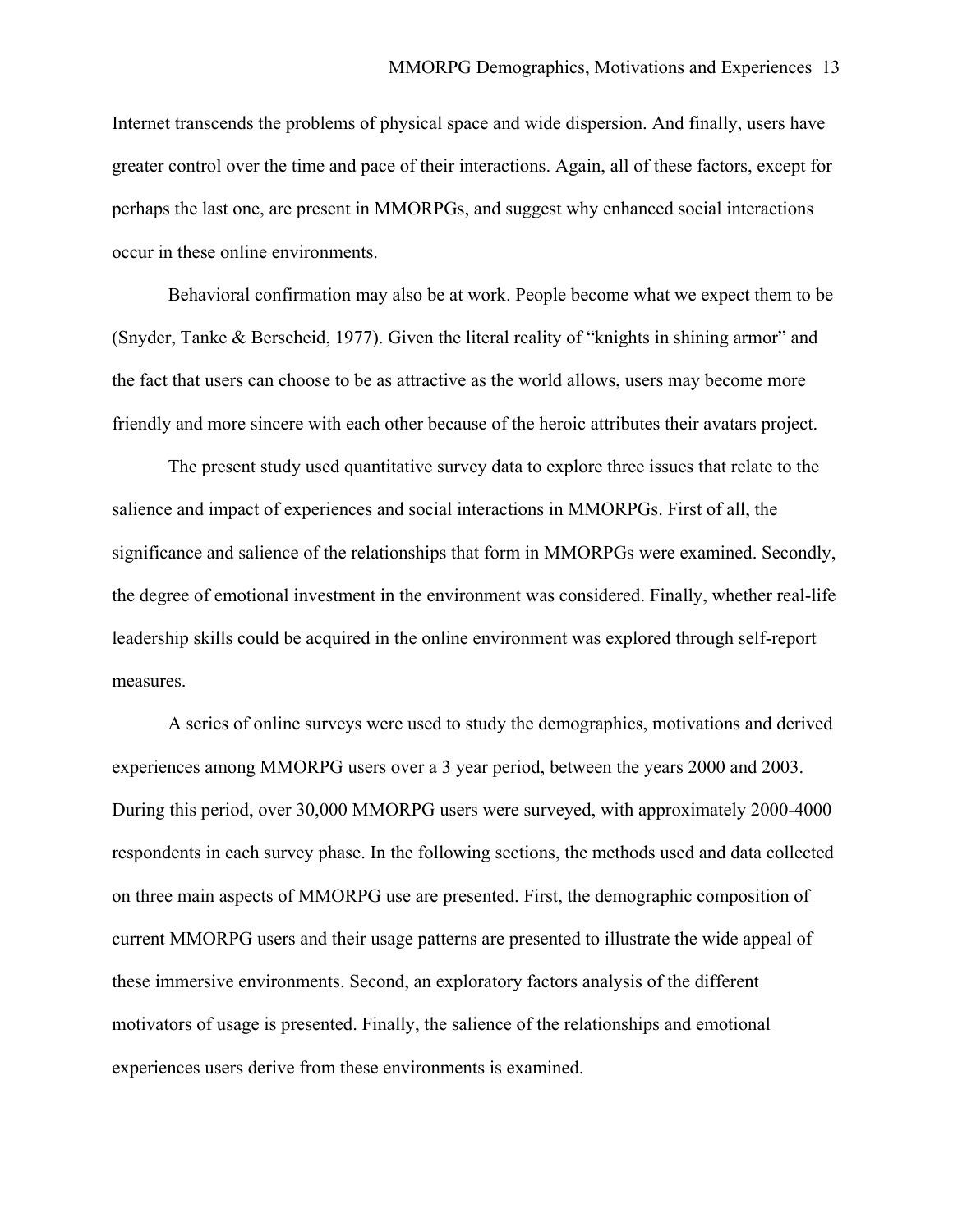Internet transcends the problems of physical space and wide dispersion. And finally, users have greater control over the time and pace of their interactions. Again, all of these factors, except for perhaps the last one, are present in MMORPGs, and suggest why enhanced social interactions occur in these online environments.

Behavioral confirmation may also be at work. People become what we expect them to be (Snyder, Tanke & Berscheid, 1977). Given the literal reality of "knights in shining armor" and the fact that users can choose to be as attractive as the world allows, users may become more friendly and more sincere with each other because of the heroic attributes their avatars project.

The present study used quantitative survey data to explore three issues that relate to the salience and impact of experiences and social interactions in MMORPGs. First of all, the significance and salience of the relationships that form in MMORPGs were examined. Secondly, the degree of emotional investment in the environment was considered. Finally, whether real-life leadership skills could be acquired in the online environment was explored through self-report measures.

A series of online surveys were used to study the demographics, motivations and derived experiences among MMORPG users over a 3 year period, between the years 2000 and 2003. During this period, over 30,000 MMORPG users were surveyed, with approximately 2000-4000 respondents in each survey phase. In the following sections, the methods used and data collected on three main aspects of MMORPG use are presented. First, the demographic composition of current MMORPG users and their usage patterns are presented to illustrate the wide appeal of these immersive environments. Second, an exploratory factors analysis of the different motivators of usage is presented. Finally, the salience of the relationships and emotional experiences users derive from these environments is examined.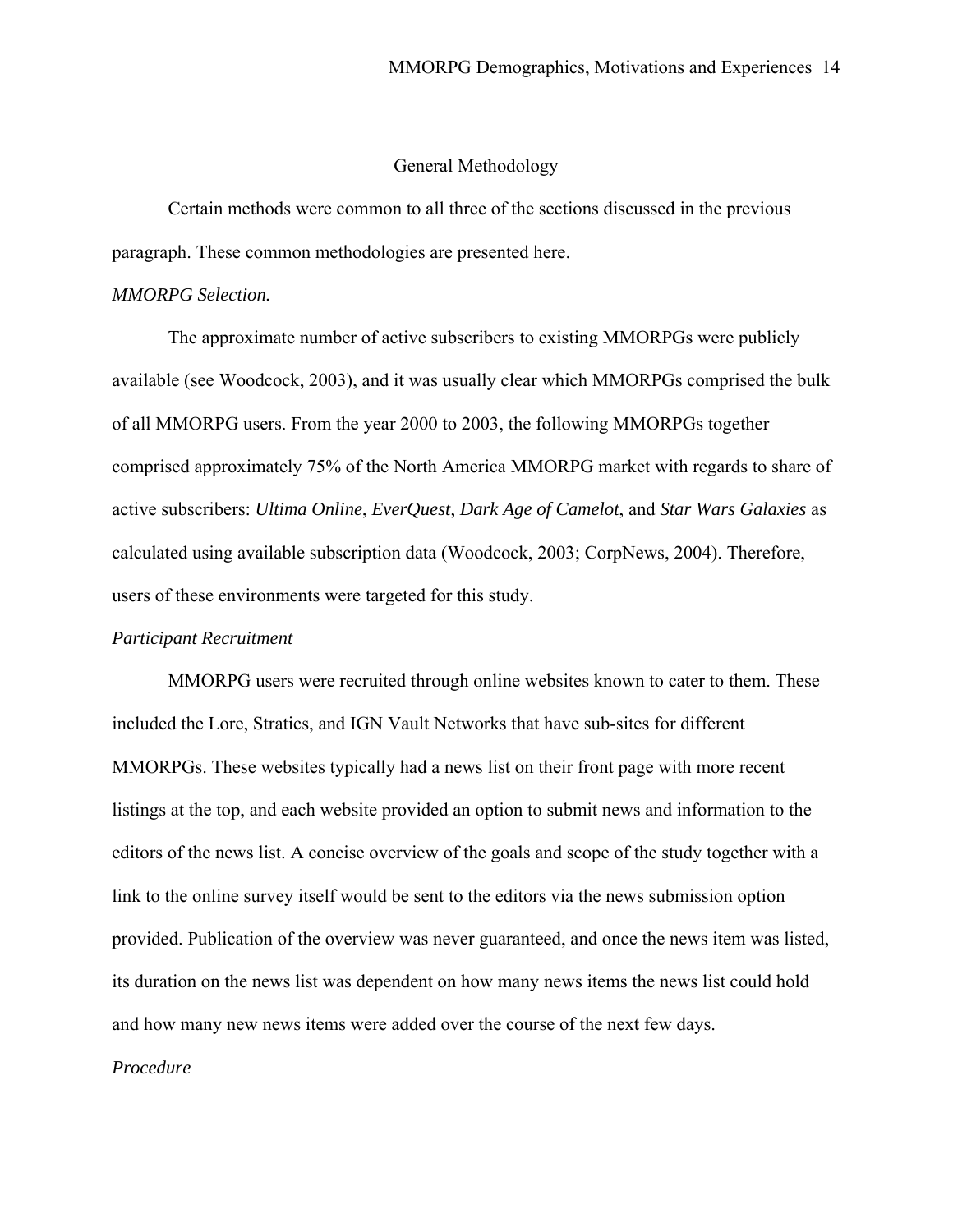## General Methodology

Certain methods were common to all three of the sections discussed in the previous paragraph. These common methodologies are presented here.

### *MMORPG Selection.*

The approximate number of active subscribers to existing MMORPGs were publicly available (see Woodcock, 2003), and it was usually clear which MMORPGs comprised the bulk of all MMORPG users. From the year 2000 to 2003, the following MMORPGs together comprised approximately 75% of the North America MMORPG market with regards to share of active subscribers: *Ultima Online*, *EverQuest*, *Dark Age of Camelot*, and *Star Wars Galaxies* as calculated using available subscription data (Woodcock, 2003; CorpNews, 2004). Therefore, users of these environments were targeted for this study.

### *Participant Recruitment*

MMORPG users were recruited through online websites known to cater to them. These included the Lore, Stratics, and IGN Vault Networks that have sub-sites for different MMORPGs. These websites typically had a news list on their front page with more recent listings at the top, and each website provided an option to submit news and information to the editors of the news list. A concise overview of the goals and scope of the study together with a link to the online survey itself would be sent to the editors via the news submission option provided. Publication of the overview was never guaranteed, and once the news item was listed, its duration on the news list was dependent on how many news items the news list could hold and how many new news items were added over the course of the next few days.

### *Procedure*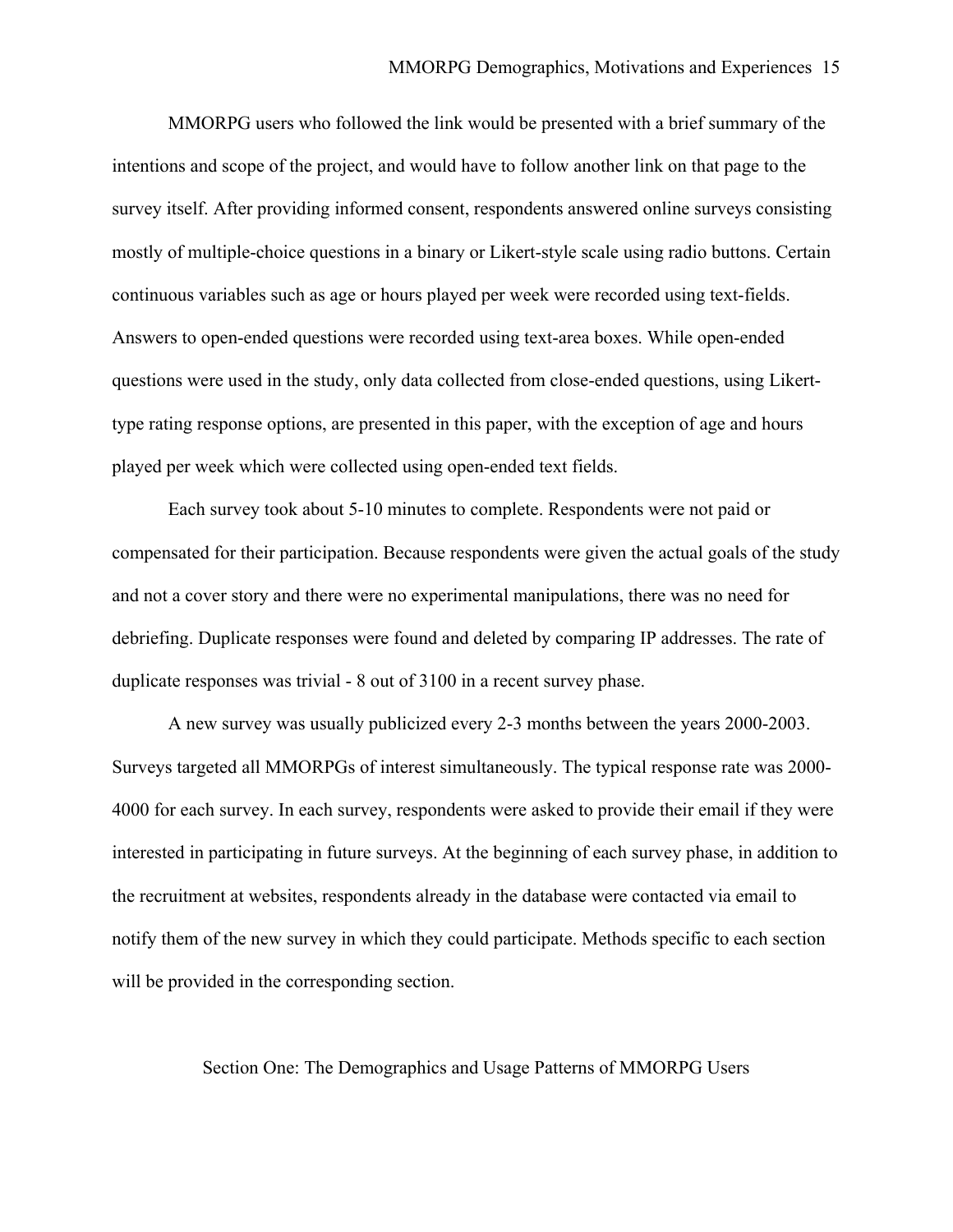MMORPG users who followed the link would be presented with a brief summary of the intentions and scope of the project, and would have to follow another link on that page to the survey itself. After providing informed consent, respondents answered online surveys consisting mostly of multiple-choice questions in a binary or Likert-style scale using radio buttons. Certain continuous variables such as age or hours played per week were recorded using text-fields. Answers to open-ended questions were recorded using text-area boxes. While open-ended questions were used in the study, only data collected from close-ended questions, using Likert-type rating response options, are presented in this paper, with the exception of age and hours played per week which were collected using open-ended text fields.

Each survey took about 5-10 minutes to complete. Respondents were not paid or compensated for their participation. Because respondents were given the actual goals of the study and not a cover story and there were no experimental manipulations, there was no need for debriefing. Duplicate responses were found and deleted by comparing IP addresses. The rate of duplicate responses was trivial - 8 out of 3100 in a recent survey phase.

A new survey was usually publicized every 2-3 months between the years 2000-2003. Surveys targeted all MMORPGs of interest simultaneously. The typical response rate was 2000-4000 for each survey. In each survey, respondents were asked to provide their email if they were interested in participating in future surveys. At the beginning of each survey phase, in addition to the recruitment at websites, respondents already in the database were contacted via email to notify them of the new survey in which they could participate. Methods specific to each section will be provided in the corresponding section.

## Section One: The Demographics and Usage Patterns of MMORPG Users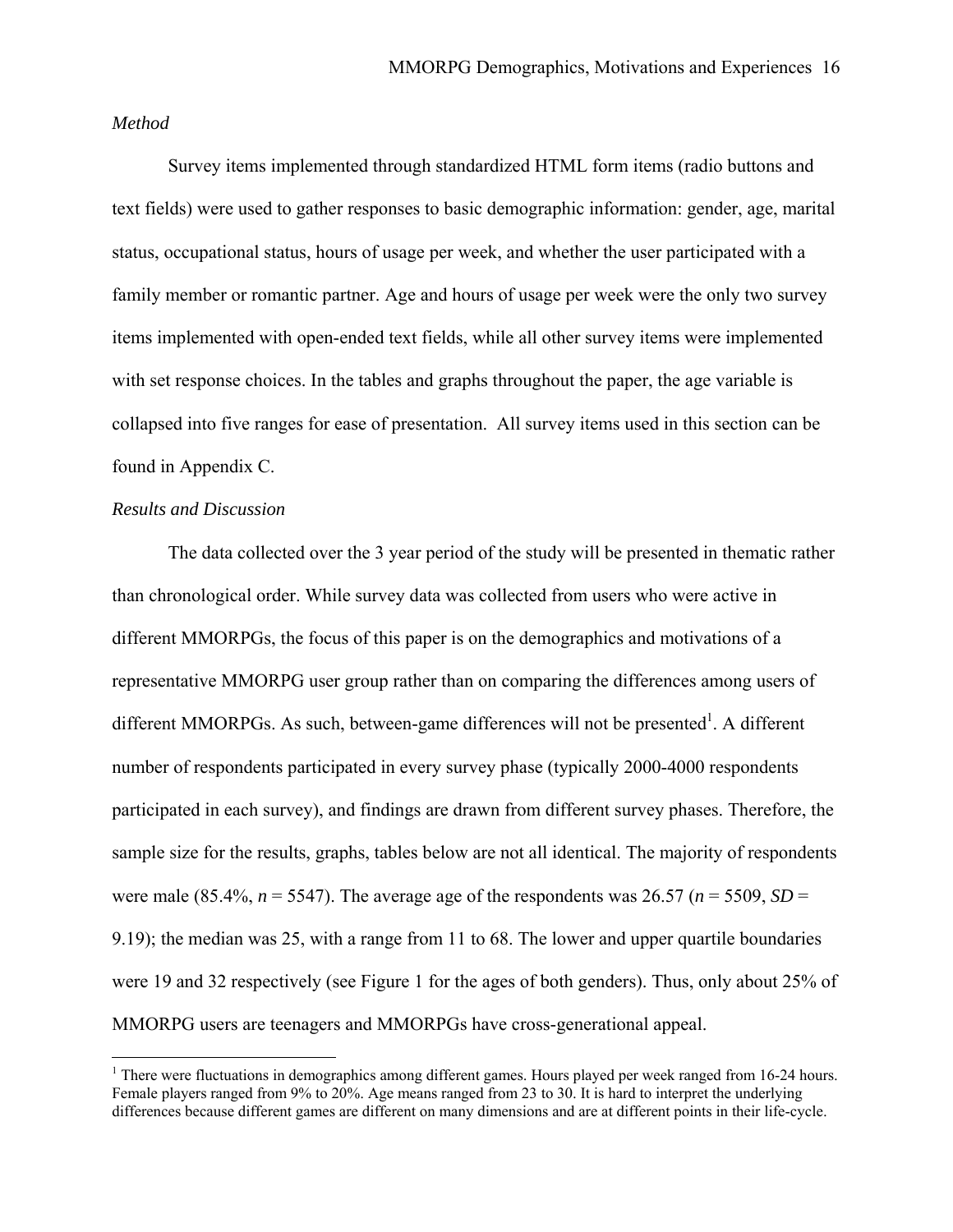*Method*

Survey items implemented through standardized HTML form items (radio buttons and text fields) were used to gather responses to basic demographic information: gender, age, marital status, occupational status, hours of usage per week, and whether the user participated with a family member or romantic partner. Age and hours of usage per week were the only two survey items implemented with open-ended text fields, while all other survey items were implemented with set response choices. In the tables and graphs throughout the paper, the age variable is collapsed into five ranges for ease of presentation. All survey items used in this section can be found in Appendix C.

*Results and Discussion*

The data collected over the 3 year period of the study will be presented in thematic rather than chronological order. While survey data was collected from users who were active in different MMORPGs, the focus of this paper is on the demographics and motivations of a representative MMORPG user group rather than on comparing the differences among users of different MMORPGs. As such, between-game differences will not be presented[1]. A different number of respondents participated in every survey phase (typically 2000-4000 respondents participated in each survey), and findings are drawn from different survey phases. Therefore, the sample size for the results, graphs, tables below are not all identical. The majority of respondents were male (85.4%, $n$ = 5547). The average age of the respondents was 26.57 ($n$ = 5509, $SD$ = 9.19); the median was 25, with a range from 11 to 68. The lower and upper quartile boundaries were 19 and 32 respectively (see Figure 1 for the ages of both genders). Thus, only about 25% of MMORPG users are teenagers and MMORPGs have cross-generational appeal.

[1] There were fluctuations in demographics among different games. Hours played per week ranged from 16-24 hours. Female players ranged from 9% to 20%. Age means ranged from 23 to 30. It is hard to interpret the underlying differences because different games are different on many dimensions and are at different points in their life-cycle.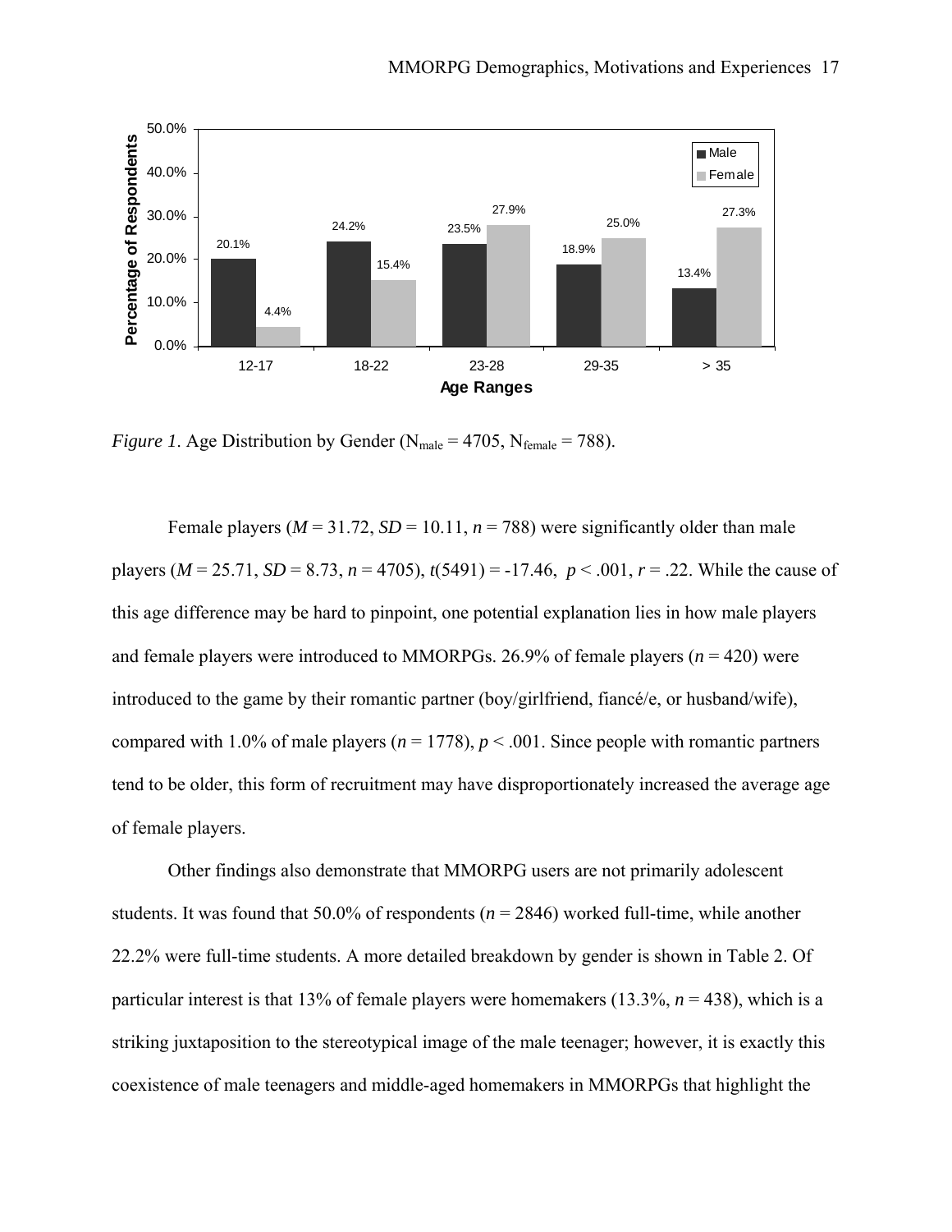*Figure 1*. Age Distribution by Gender ($N_{male}$ = 4705, $N_{female}$ = 788).

Female players ($M$ = 31.72, $SD$ = 10.11, $n$ = 788) were significantly older than male players ($M$ = 25.71, $SD$ = 8.73, $n$ = 4705), $t(5491) = -17.46$, $p < .001$, $r = .22$. While the cause of this age difference may be hard to pinpoint, one potential explanation lies in how male players and female players were introduced to MMORPGs. 26.9% of female players ($n$ = 420) were introduced to the game by their romantic partner (boy/girlfriend, fiancé/e, or husband/wife), compared with 1.0% of male players ($n$ = 1778), $p < .001$. Since people with romantic partners tend to be older, this form of recruitment may have disproportionately increased the average age of female players.

Other findings also demonstrate that MMORPG users are not primarily adolescent students. It was found that 50.0% of respondents ($n$ = 2846) worked full-time, while another 22.2% were full-time students. A more detailed breakdown by gender is shown in Table 2. Of particular interest is that 13% of female players were homemakers (13.3%, $n$ = 438), which is a striking juxtaposition to the stereotypical image of the male teenager; however, it is exactly this coexistence of male teenagers and middle-aged homemakers in MMORPGs that highlight the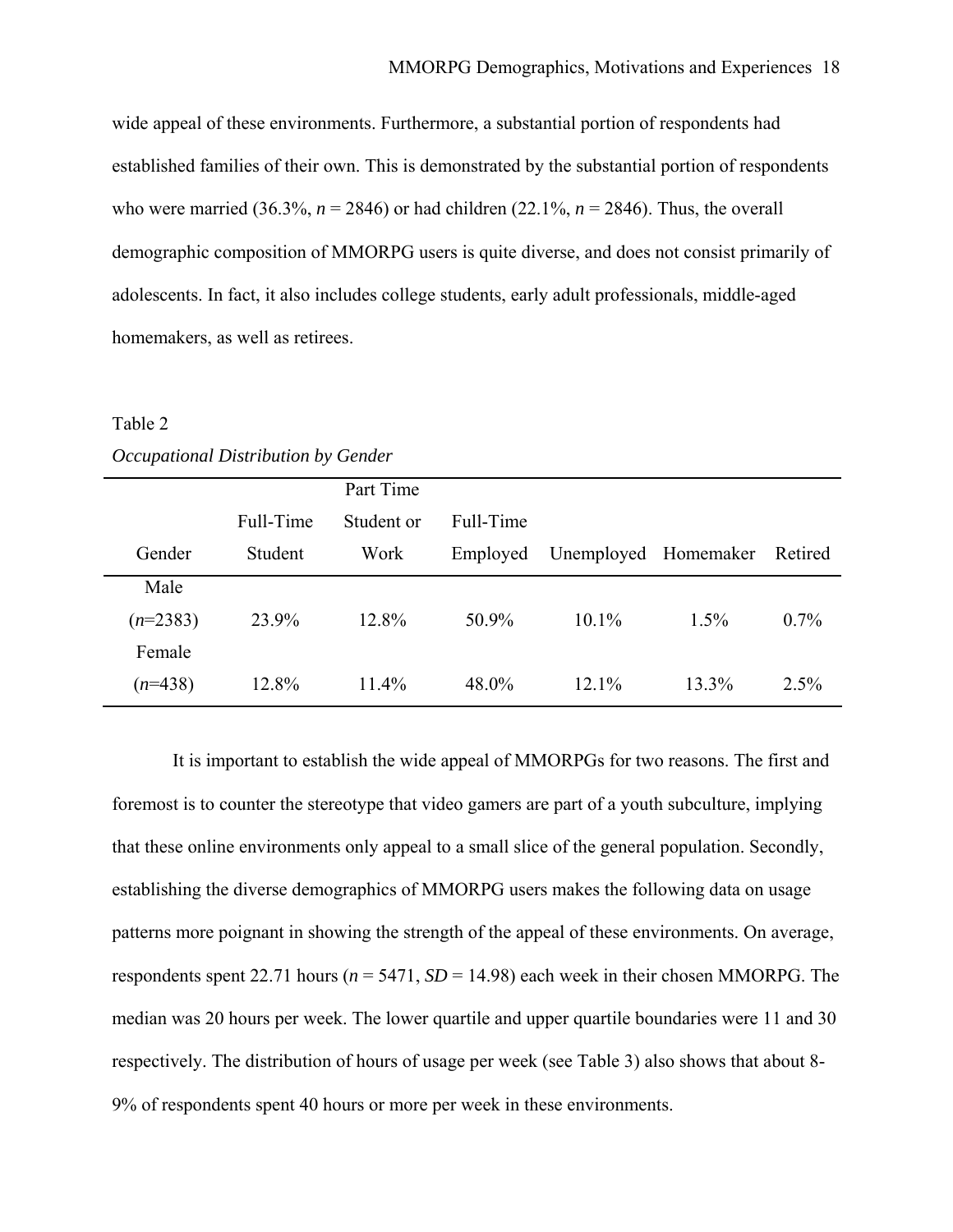wide appeal of these environments. Furthermore, a substantial portion of respondents had established families of their own. This is demonstrated by the substantial portion of respondents who were married (36.3%, $n$ = 2846) or had children (22.1%, $n$ = 2846). Thus, the overall demographic composition of MMORPG users is quite diverse, and does not consist primarily of adolescents. In fact, it also includes college students, early adult professionals, middle-aged homemakers, as well as retirees.

Table 2

*Occupational Distribution by Gender*

| Gender | Full-Time Student | Part Time Student or Work | Full-Time Employed | Unemployed | Homemaker | Retired |
|---|---|---|---|---|---|---|
| Male ($n$=2383) | 23.9% | 12.8% | 50.9% | 10.1% | 1.5% | 0.7% |
| Female ($n$=438) | 12.8% | 11.4% | 48.0% | 12.1% | 13.3% | 2.5% |

It is important to establish the wide appeal of MMORPGs for two reasons. The first and foremost is to counter the stereotype that video gamers are part of a youth subculture, implying that these online environments only appeal to a small slice of the general population. Secondly, establishing the diverse demographics of MMORPG users makes the following data on usage patterns more poignant in showing the strength of the appeal of these environments. On average, respondents spent 22.71 hours ($n$ = 5471, $SD$ = 14.98) each week in their chosen MMORPG. The median was 20 hours per week. The lower quartile and upper quartile boundaries were 11 and 30 respectively. The distribution of hours of usage per week (see Table 3) also shows that about 8-9% of respondents spent 40 hours or more per week in these environments.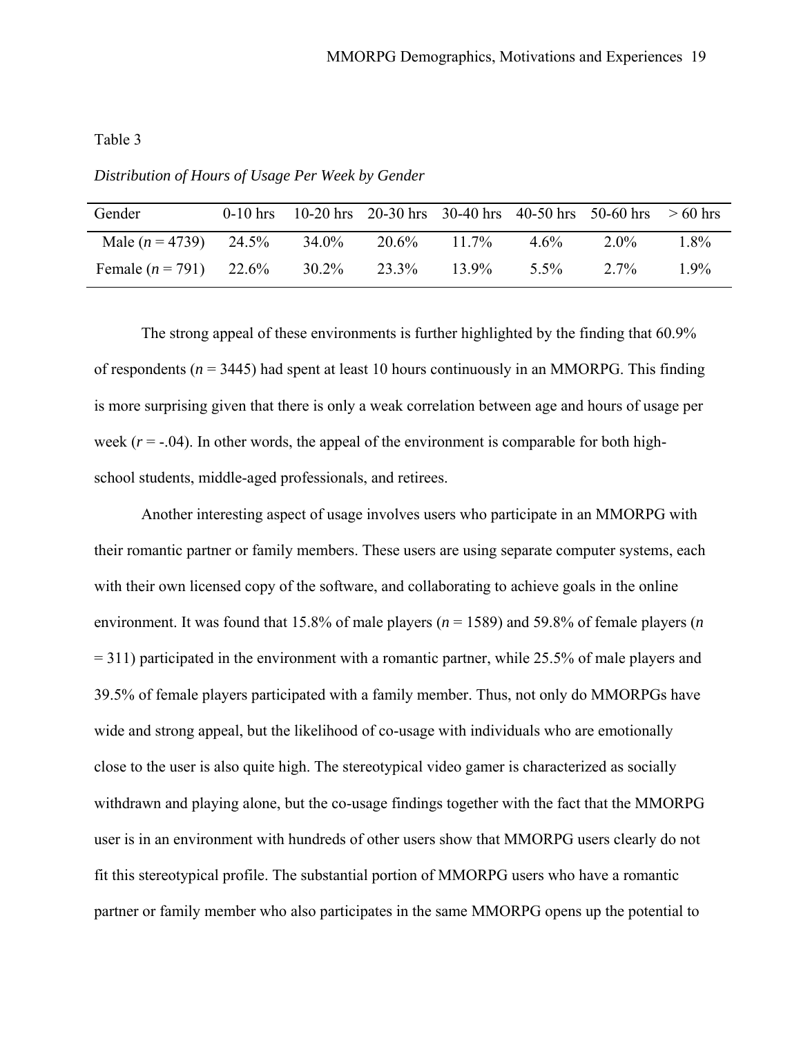Table 3

*Distribution of Hours of Usage Per Week by Gender*

| Gender | 0-10 hrs | 10-20 hrs | 20-30 hrs | 30-40 hrs | 40-50 hrs | 50-60 hrs | > 60 hrs |
|---|---|---|---|---|---|---|---|
| Male ($n$ = 4739) | 24.5% | 34.0% | 20.6% | 11.7% | 4.6% | 2.0% | 1.8% |
| Female ($n$ = 791) | 22.6% | 30.2% | 23.3% | 13.9% | 5.5% | 2.7% | 1.9% |

The strong appeal of these environments is further highlighted by the finding that 60.9% of respondents ($n$ = 3445) had spent at least 10 hours continuously in an MMORPG. This finding is more surprising given that there is only a weak correlation between age and hours of usage per week ($r$ = -.04). In other words, the appeal of the environment is comparable for both high-school students, middle-aged professionals, and retirees.

Another interesting aspect of usage involves users who participate in an MMORPG with their romantic partner or family members. These users are using separate computer systems, each with their own licensed copy of the software, and collaborating to achieve goals in the online environment. It was found that 15.8% of male players ($n$ = 1589) and 59.8% of female players ($n$ = 311) participated in the environment with a romantic partner, while 25.5% of male players and 39.5% of female players participated with a family member. Thus, not only do MMORPGs have wide and strong appeal, but the likelihood of co-usage with individuals who are emotionally close to the user is also quite high. The stereotypical video gamer is characterized as socially withdrawn and playing alone, but the co-usage findings together with the fact that the MMORPG user is in an environment with hundreds of other users show that MMORPG users clearly do not fit this stereotypical profile. The substantial portion of MMORPG users who have a romantic partner or family member who also participates in the same MMORPG opens up the potential to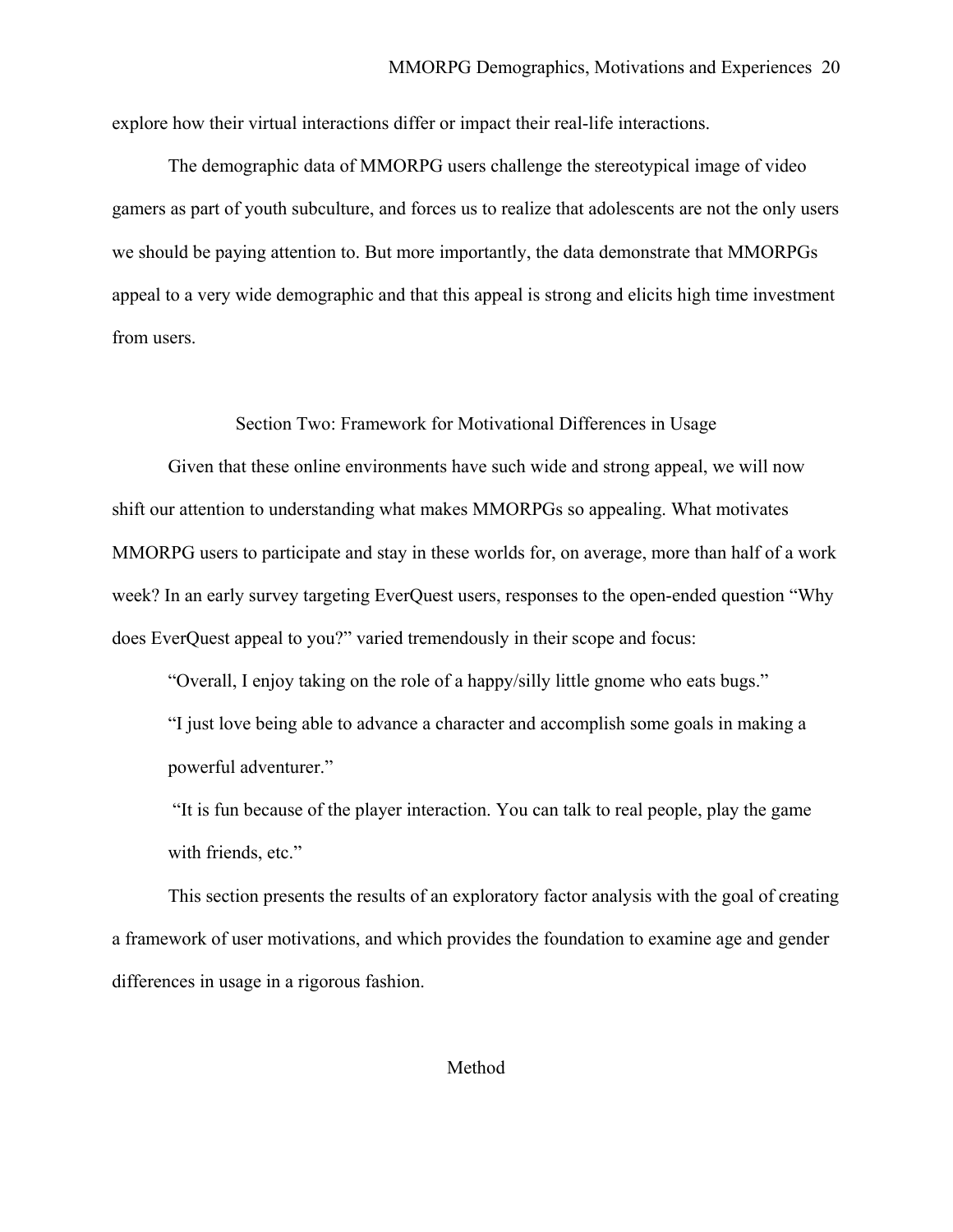explore how their virtual interactions differ or impact their real-life interactions.

The demographic data of MMORPG users challenge the stereotypical image of video gamers as part of youth subculture, and forces us to realize that adolescents are not the only users we should be paying attention to. But more importantly, the data demonstrate that MMORPGs appeal to a very wide demographic and that this appeal is strong and elicits high time investment from users.

## Section Two: Framework for Motivational Differences in Usage

Given that these online environments have such wide and strong appeal, we will now shift our attention to understanding what makes MMORPGs so appealing. What motivates MMORPG users to participate and stay in these worlds for, on average, more than half of a work week? In an early survey targeting EverQuest users, responses to the open-ended question “Why does EverQuest appeal to you?” varied tremendously in their scope and focus:

> “Overall, I enjoy taking on the role of a happy/silly little gnome who eats bugs.”
>
> “I just love being able to advance a character and accomplish some goals in making a powerful adventurer.”
>
> “It is fun because of the player interaction. You can talk to real people, play the game with friends, etc.”

This section presents the results of an exploratory factor analysis with the goal of creating a framework of user motivations, and which provides the foundation to examine age and gender differences in usage in a rigorous fashion.

### Method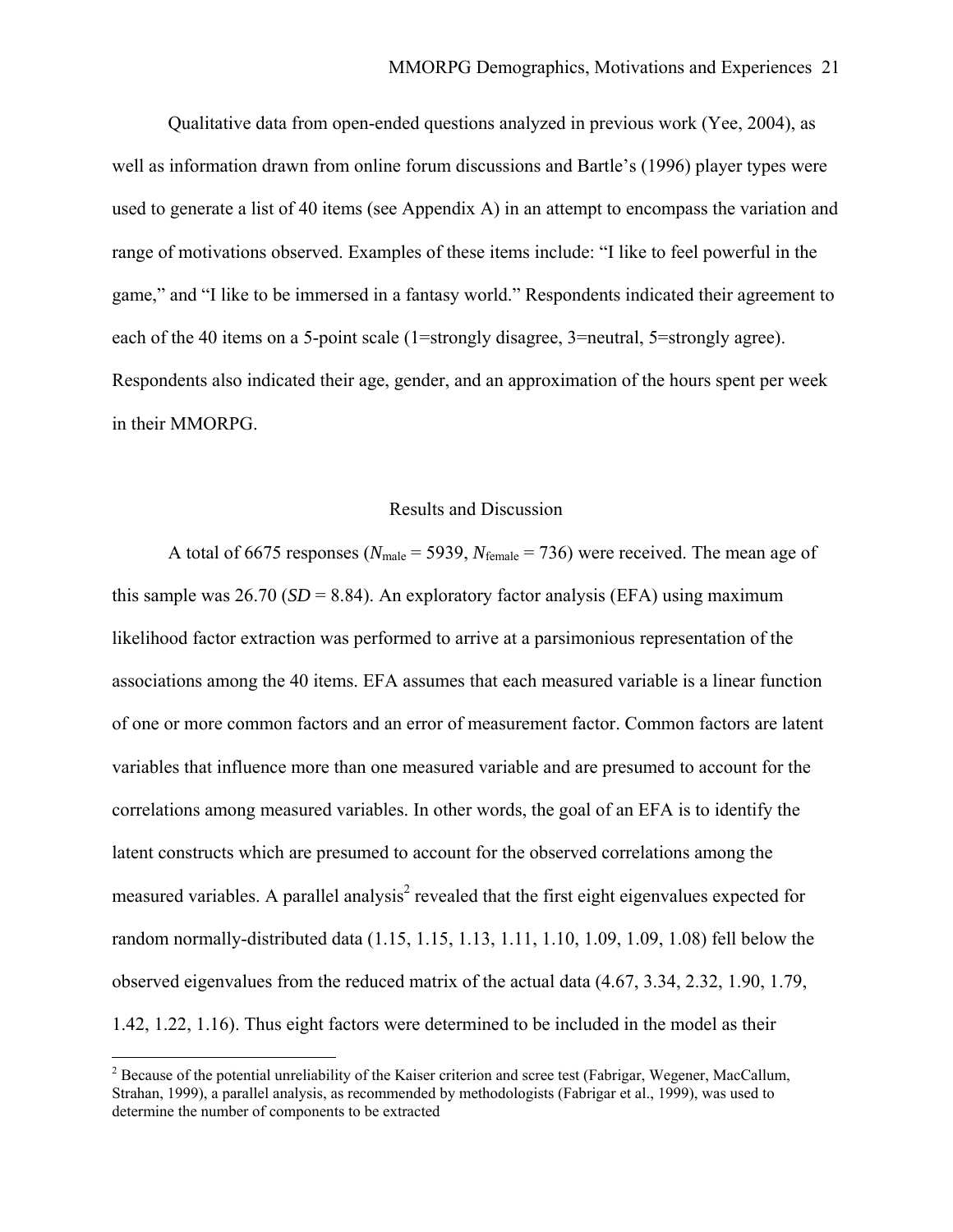Qualitative data from open-ended questions analyzed in previous work (Yee, 2004), as well as information drawn from online forum discussions and Bartle's (1996) player types were used to generate a list of 40 items (see Appendix A) in an attempt to encompass the variation and range of motivations observed. Examples of these items include: "I like to feel powerful in the game," and "I like to be immersed in a fantasy world." Respondents indicated their agreement to each of the 40 items on a 5-point scale (1=strongly disagree, 3=neutral, 5=strongly agree). Respondents also indicated their age, gender, and an approximation of the hours spent per week in their MMORPG.

## Results and Discussion

A total of 6675 responses ($N_{\text{male}} = 5939$, $N_{\text{female}} = 736$) were received. The mean age of this sample was 26.70 (*SD* = 8.84). An exploratory factor analysis (EFA) using maximum likelihood factor extraction was performed to arrive at a parsimonious representation of the associations among the 40 items. EFA assumes that each measured variable is a linear function of one or more common factors and an error of measurement factor. Common factors are latent variables that influence more than one measured variable and are presumed to account for the correlations among measured variables. In other words, the goal of an EFA is to identify the latent constructs which are presumed to account for the observed correlations among the measured variables. A parallel analysis[2] revealed that the first eight eigenvalues expected for random normally-distributed data (1.15, 1.15, 1.13, 1.11, 1.10, 1.09, 1.09, 1.08) fell below the observed eigenvalues from the reduced matrix of the actual data (4.67, 3.34, 2.32, 1.90, 1.79, 1.42, 1.22, 1.16). Thus eight factors were determined to be included in the model as their

[2] Because of the potential unreliability of the Kaiser criterion and scree test (Fabrigar, Wegener, MacCallum, Strahan, 1999), a parallel analysis, as recommended by methodologists (Fabrigar et al., 1999), was used to determine the number of components to be extracted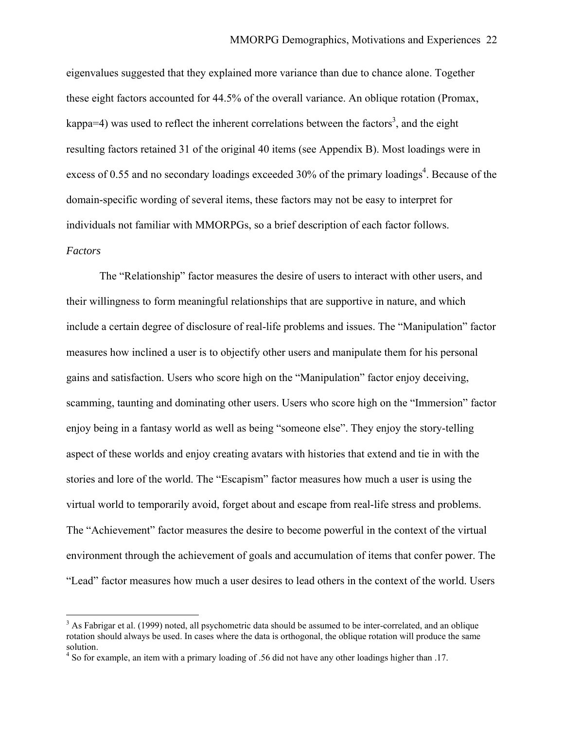eigenvalues suggested that they explained more variance than due to chance alone. Together these eight factors accounted for 44.5% of the overall variance. An oblique rotation (Promax, kappa=4) was used to reflect the inherent correlations between the factors[3], and the eight resulting factors retained 31 of the original 40 items (see Appendix B). Most loadings were in excess of 0.55 and no secondary loadings exceeded 30% of the primary loadings[4]. Because of the domain-specific wording of several items, these factors may not be easy to interpret for individuals not familiar with MMORPGs, so a brief description of each factor follows.

*Factors*

The “Relationship” factor measures the desire of users to interact with other users, and their willingness to form meaningful relationships that are supportive in nature, and which include a certain degree of disclosure of real-life problems and issues. The “Manipulation” factor measures how inclined a user is to objectify other users and manipulate them for his personal gains and satisfaction. Users who score high on the “Manipulation” factor enjoy deceiving, scamming, taunting and dominating other users. Users who score high on the “Immersion” factor enjoy being in a fantasy world as well as being “someone else”. They enjoy the story-telling aspect of these worlds and enjoy creating avatars with histories that extend and tie in with the stories and lore of the world. The “Escapism” factor measures how much a user is using the virtual world to temporarily avoid, forget about and escape from real-life stress and problems. The “Achievement” factor measures the desire to become powerful in the context of the virtual environment through the achievement of goals and accumulation of items that confer power. The “Lead” factor measures how much a user desires to lead others in the context of the world. Users

[3] As Fabrigar et al. (1999) noted, all psychometric data should be assumed to be inter-correlated, and an oblique rotation should always be used. In cases where the data is orthogonal, the oblique rotation will produce the same solution.

[4] So for example, an item with a primary loading of .56 did not have any other loadings higher than .17.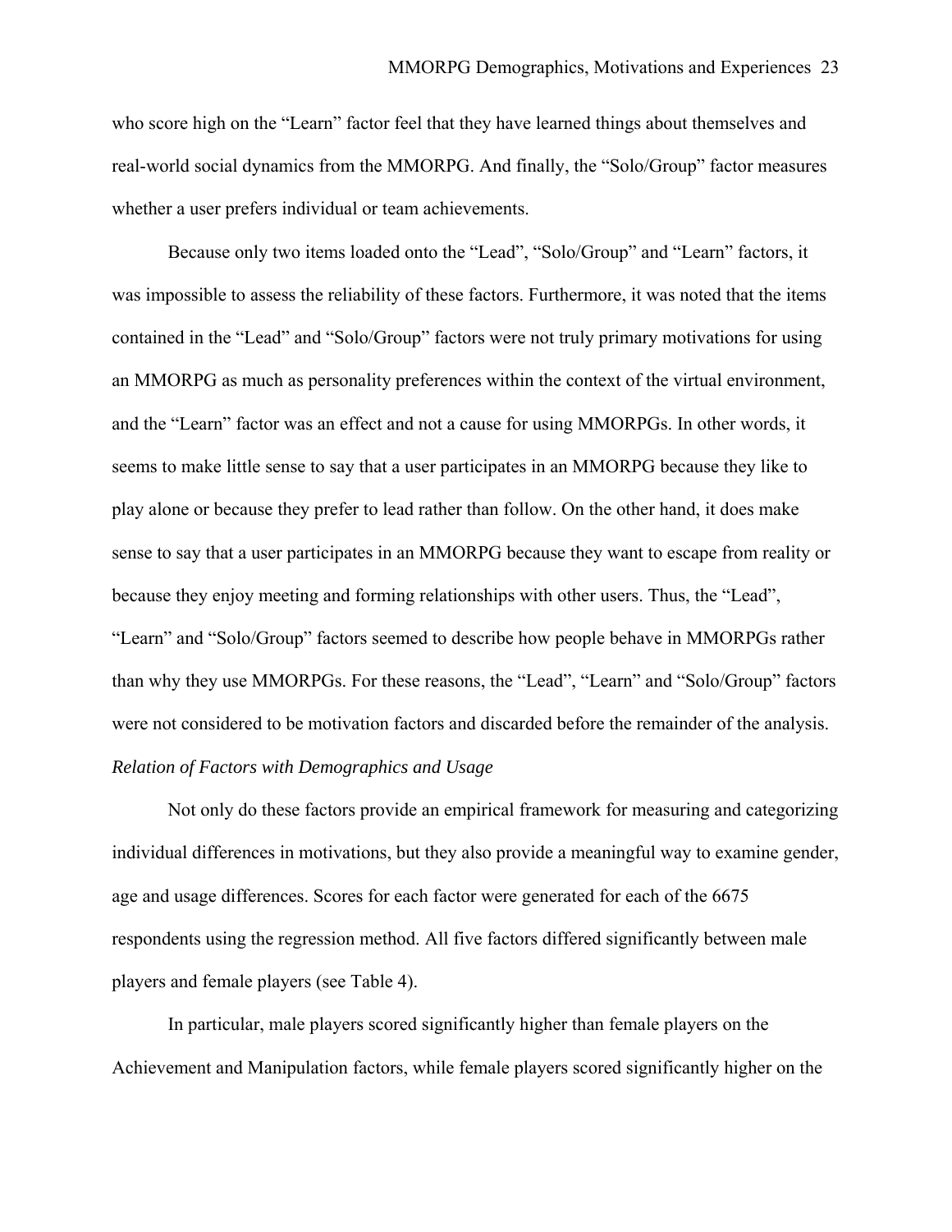who score high on the “Learn” factor feel that they have learned things about themselves and real-world social dynamics from the MMORPG. And finally, the “Solo/Group” factor measures whether a user prefers individual or team achievements.

Because only two items loaded onto the “Lead”, “Solo/Group” and “Learn” factors, it was impossible to assess the reliability of these factors. Furthermore, it was noted that the items contained in the “Lead” and “Solo/Group” factors were not truly primary motivations for using an MMORPG as much as personality preferences within the context of the virtual environment, and the “Learn” factor was an effect and not a cause for using MMORPGs. In other words, it seems to make little sense to say that a user participates in an MMORPG because they like to play alone or because they prefer to lead rather than follow. On the other hand, it does make sense to say that a user participates in an MMORPG because they want to escape from reality or because they enjoy meeting and forming relationships with other users. Thus, the “Lead”, “Learn” and “Solo/Group” factors seemed to describe how people behave in MMORPGs rather than why they use MMORPGs. For these reasons, the “Lead”, “Learn” and “Solo/Group” factors were not considered to be motivation factors and discarded before the remainder of the analysis.

*Relation of Factors with Demographics and Usage*

Not only do these factors provide an empirical framework for measuring and categorizing individual differences in motivations, but they also provide a meaningful way to examine gender, age and usage differences. Scores for each factor were generated for each of the 6675 respondents using the regression method. All five factors differed significantly between male players and female players (see Table 4).

In particular, male players scored significantly higher than female players on the Achievement and Manipulation factors, while female players scored significantly higher on the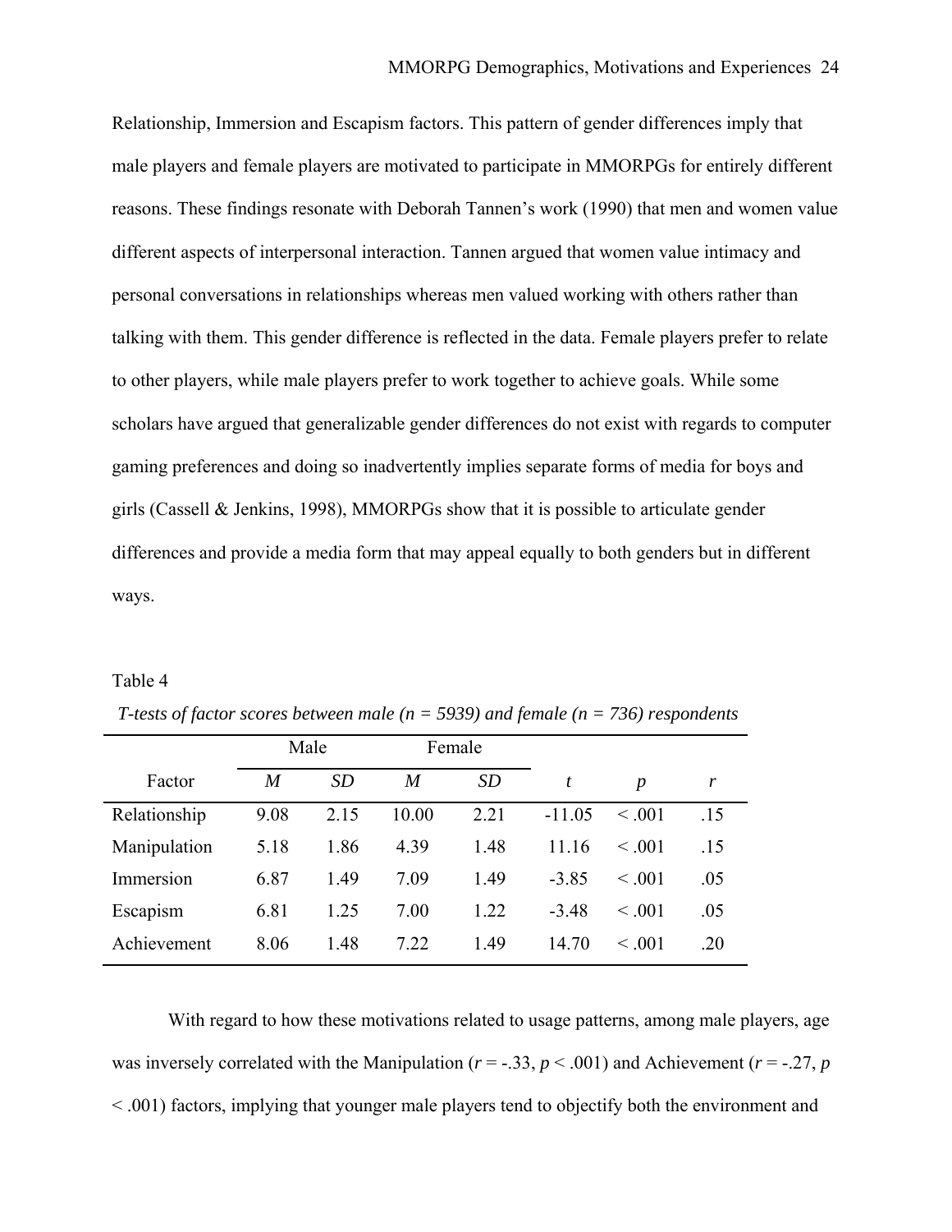Relationship, Immersion and Escapism factors. This pattern of gender differences imply that male players and female players are motivated to participate in MMORPGs for entirely different reasons. These findings resonate with Deborah Tannen's work (1990) that men and women value different aspects of interpersonal interaction. Tannen argued that women value intimacy and personal conversations in relationships whereas men valued working with others rather than talking with them. This gender difference is reflected in the data. Female players prefer to relate to other players, while male players prefer to work together to achieve goals. While some scholars have argued that generalizable gender differences do not exist with regards to computer gaming preferences and doing so inadvertently implies separate forms of media for boys and girls (Cassell & Jenkins, 1998), MMORPGs show that it is possible to articulate gender differences and provide a media form that may appeal equally to both genders but in different ways.

Table 4

*T-tests of factor scores between male (n = 5939) and female (n = 736) respondents*

| | Male | | Female | | | | |
|---|---|---|---|---|---|---|---|
| Factor | *M* | *SD* | *M* | *SD* | *t* | *p* | *r* |
| Relationship | 9.08 | 2.15 | 10.00 | 2.21 | -11.05 | < .001 | .15 |
| Manipulation | 5.18 | 1.86 | 4.39 | 1.48 | 11.16 | < .001 | .15 |
| Immersion | 6.87 | 1.49 | 7.09 | 1.49 | -3.85 | < .001 | .05 |
| Escapism | 6.81 | 1.25 | 7.00 | 1.22 | -3.48 | < .001 | .05 |
| Achievement | 8.06 | 1.48 | 7.22 | 1.49 | 14.70 | < .001 | .20 |

With regard to how these motivations related to usage patterns, among male players, age was inversely correlated with the Manipulation ($r = -.33$, $p < .001$) and Achievement ($r = -.27$, $p < .001$) factors, implying that younger male players tend to objectify both the environment and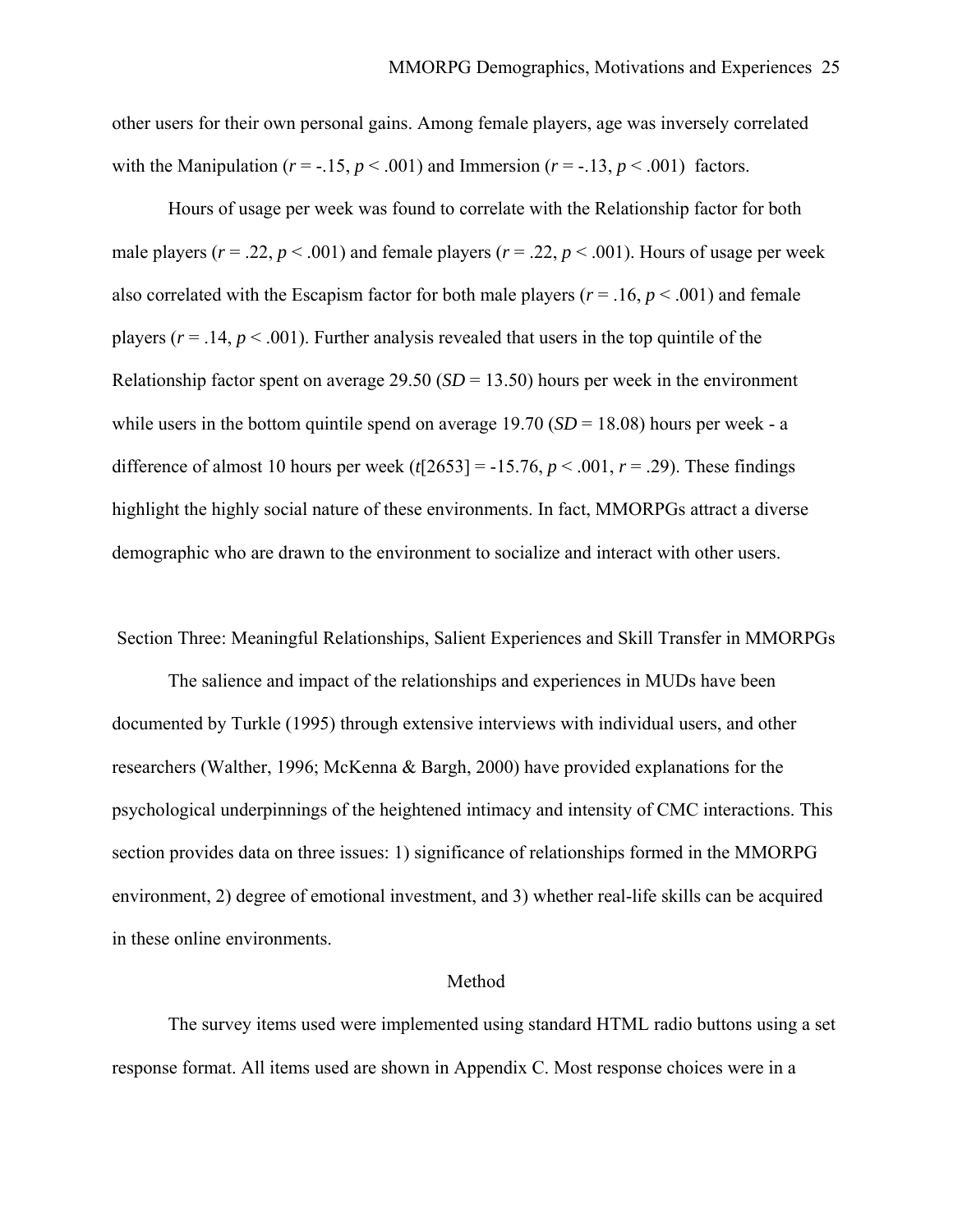other users for their own personal gains. Among female players, age was inversely correlated with the Manipulation ($r = -.15$, $p < .001$) and Immersion ($r = -.13$, $p < .001$) factors.

Hours of usage per week was found to correlate with the Relationship factor for both male players ($r = .22$, $p < .001$) and female players ($r = .22$, $p < .001$). Hours of usage per week also correlated with the Escapism factor for both male players ($r = .16$, $p < .001$) and female players ($r = .14$, $p < .001$). Further analysis revealed that users in the top quintile of the Relationship factor spent on average 29.50 ($SD = 13.50$) hours per week in the environment while users in the bottom quintile spend on average 19.70 ($SD = 18.08$) hours per week - a difference of almost 10 hours per week ($t[2653] = -15.76$, $p < .001$, $r = .29$). These findings highlight the highly social nature of these environments. In fact, MMORPGs attract a diverse demographic who are drawn to the environment to socialize and interact with other users.

## Section Three: Meaningful Relationships, Salient Experiences and Skill Transfer in MMORPGs

The salience and impact of the relationships and experiences in MUDs have been documented by Turkle (1995) through extensive interviews with individual users, and other researchers (Walther, 1996; McKenna & Bargh, 2000) have provided explanations for the psychological underpinnings of the heightened intimacy and intensity of CMC interactions. This section provides data on three issues: 1) significance of relationships formed in the MMORPG environment, 2) degree of emotional investment, and 3) whether real-life skills can be acquired in these online environments.

### Method

The survey items used were implemented using standard HTML radio buttons using a set response format. All items used are shown in Appendix C. Most response choices were in a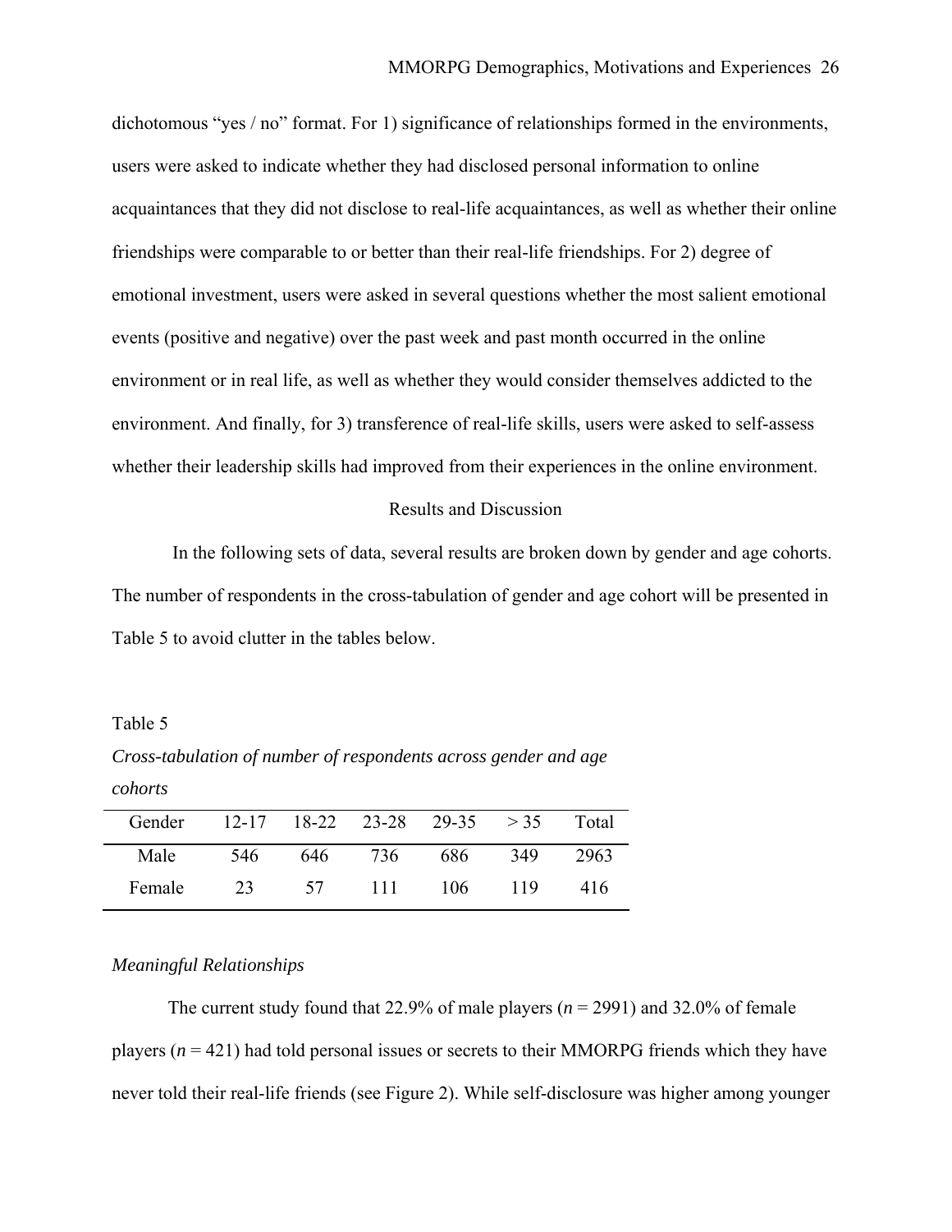dichotomous "yes / no" format. For 1) significance of relationships formed in the environments, users were asked to indicate whether they had disclosed personal information to online acquaintances that they did not disclose to real-life acquaintances, as well as whether their online friendships were comparable to or better than their real-life friendships. For 2) degree of emotional investment, users were asked in several questions whether the most salient emotional events (positive and negative) over the past week and past month occurred in the online environment or in real life, as well as whether they would consider themselves addicted to the environment. And finally, for 3) transference of real-life skills, users were asked to self-assess whether their leadership skills had improved from their experiences in the online environment.

## Results and Discussion

In the following sets of data, several results are broken down by gender and age cohorts. The number of respondents in the cross-tabulation of gender and age cohort will be presented in Table 5 to avoid clutter in the tables below.

Table 5

*Cross-tabulation of number of respondents across gender and age cohorts*

| Gender | 12-17 | 18-22 | 23-28 | 29-35 | > 35 | Total |
|---|---|---|---|---|---|---|
| Male | 546 | 646 | 736 | 686 | 349 | 2963 |
| Female | 23 | 57 | 111 | 106 | 119 | 416 |

### *Meaningful Relationships*

The current study found that 22.9% of male players ($n$ = 2991) and 32.0% of female players ($n$ = 421) had told personal issues or secrets to their MMORPG friends which they have never told their real-life friends (see Figure 2). While self-disclosure was higher among younger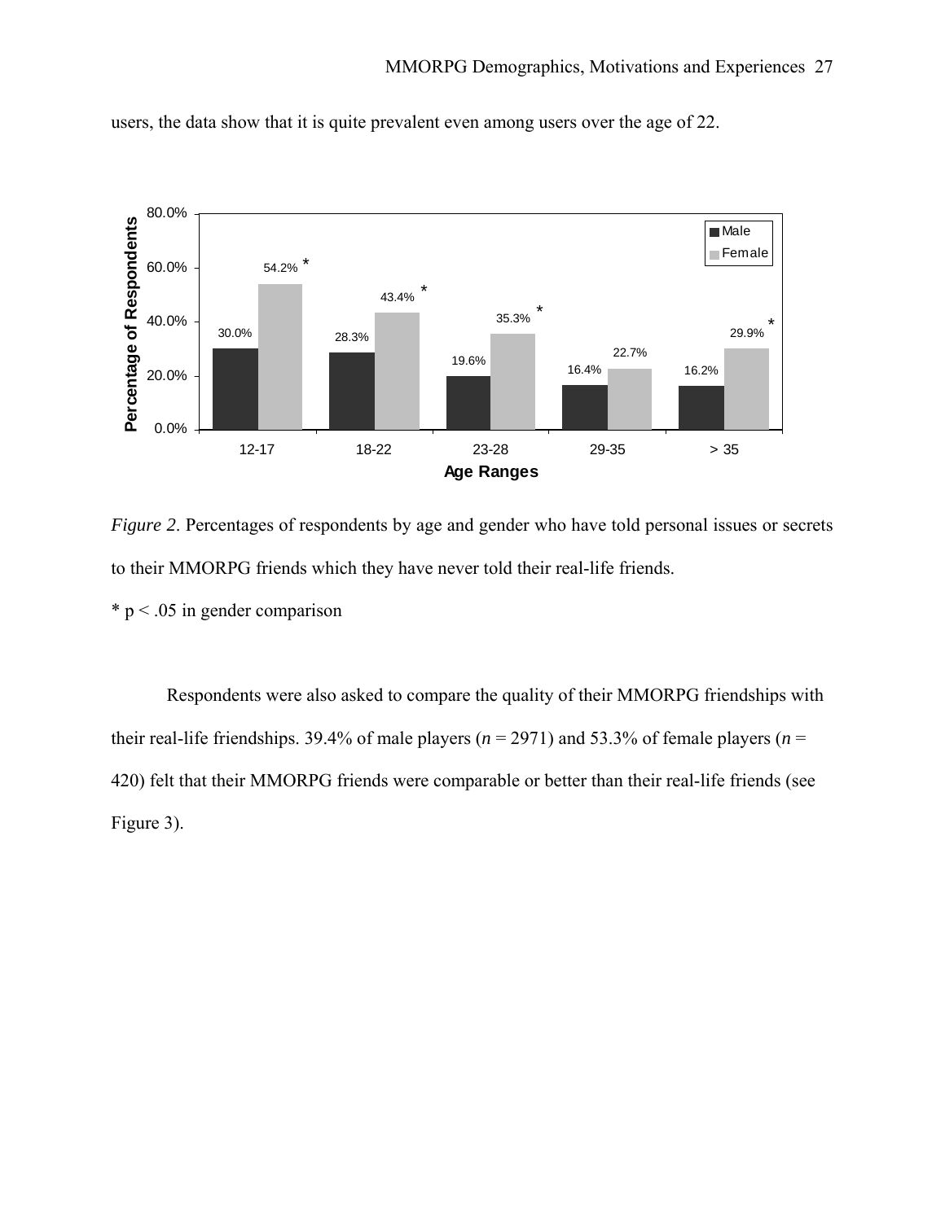users, the data show that it is quite prevalent even among users over the age of 22.

*Figure 2.* Percentages of respondents by age and gender who have told personal issues or secrets to their MMORPG friends which they have never told their real-life friends.

* $p < .05$ in gender comparison

Respondents were also asked to compare the quality of their MMORPG friendships with their real-life friendships. 39.4% of male players ($n$ = 2971) and 53.3% of female players ($n$ = 420) felt that their MMORPG friends were comparable or better than their real-life friends (see Figure 3).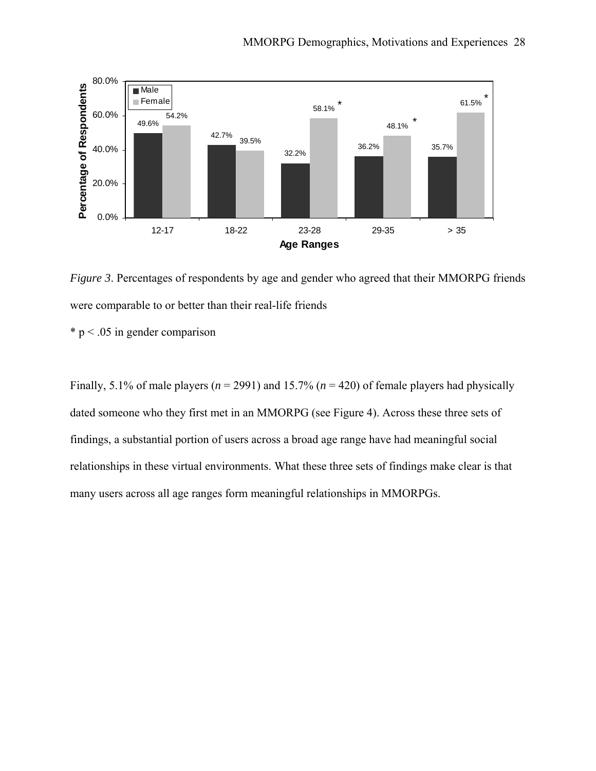*Figure 3*. Percentages of respondents by age and gender who agreed that their MMORPG friends were comparable to or better than their real-life friends

\* $p < .05$ in gender comparison

Finally, 5.1% of male players ($n$ = 2991) and 15.7% ($n$ = 420) of female players had physically dated someone who they first met in an MMORPG (see Figure 4). Across these three sets of findings, a substantial portion of users across a broad age range have had meaningful social relationships in these virtual environments. What these three sets of findings make clear is that many users across all age ranges form meaningful relationships in MMORPGs.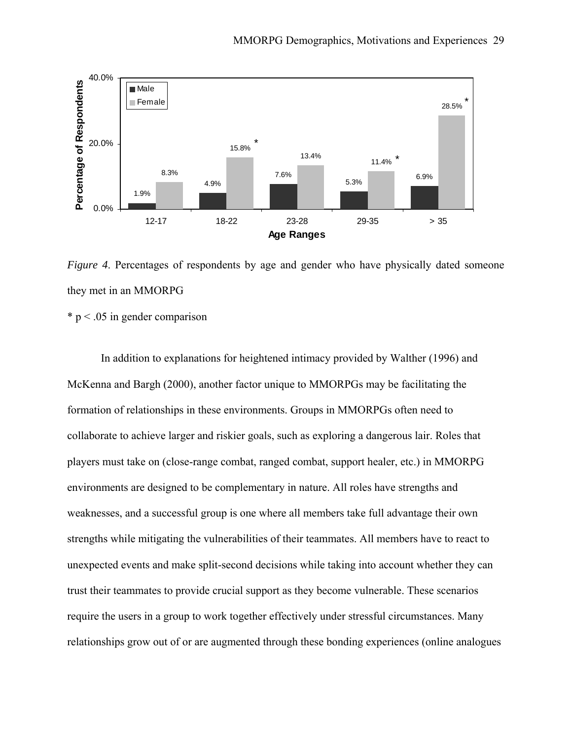*Figure 4*. Percentages of respondents by age and gender who have physically dated someone they met in an MMORPG

* $p < .05$ in gender comparison

In addition to explanations for heightened intimacy provided by Walther (1996) and McKenna and Bargh (2000), another factor unique to MMORPGs may be facilitating the formation of relationships in these environments. Groups in MMORPGs often need to collaborate to achieve larger and riskier goals, such as exploring a dangerous lair. Roles that players must take on (close-range combat, ranged combat, support healer, etc.) in MMORPG environments are designed to be complementary in nature. All roles have strengths and weaknesses, and a successful group is one where all members take full advantage their own strengths while mitigating the vulnerabilities of their teammates. All members have to react to unexpected events and make split-second decisions while taking into account whether they can trust their teammates to provide crucial support as they become vulnerable. These scenarios require the users in a group to work together effectively under stressful circumstances. Many relationships grow out of or are augmented through these bonding experiences (online analogues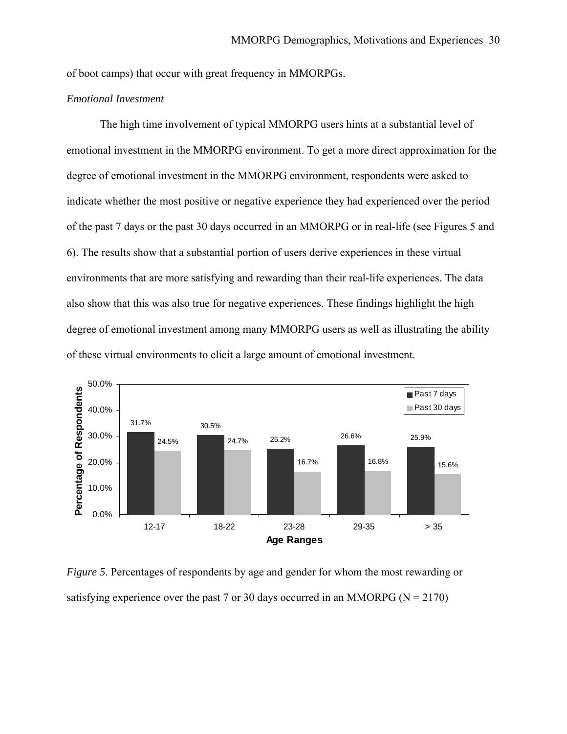of boot camps) that occur with great frequency in MMORPGs.

*Emotional Investment*

The high time involvement of typical MMORPG users hints at a substantial level of emotional investment in the MMORPG environment. To get a more direct approximation for the degree of emotional investment in the MMORPG environment, respondents were asked to indicate whether the most positive or negative experience they had experienced over the period of the past 7 days or the past 30 days occurred in an MMORPG or in real-life (see Figures 5 and 6). The results show that a substantial portion of users derive experiences in these virtual environments that are more satisfying and rewarding than their real-life experiences. The data also show that this was also true for negative experiences. These findings highlight the high degree of emotional investment among many MMORPG users as well as illustrating the ability of these virtual environments to elicit a large amount of emotional investment.

| Age Ranges | Past 7 days | Past 30 days |
| --- | --- | --- |
| 12-17 | 31.7% | 24.5% |
| 18-22 | 30.5% | 24.7% |
| 23-28 | 25.2% | 16.7% |
| 29-35 | 26.6% | 16.8% |
| > 35 | 25.9% | 15.6% |

*Figure 5*. Percentages of respondents by age and gender for whom the most rewarding or satisfying experience over the past 7 or 30 days occurred in an MMORPG (N = 2170)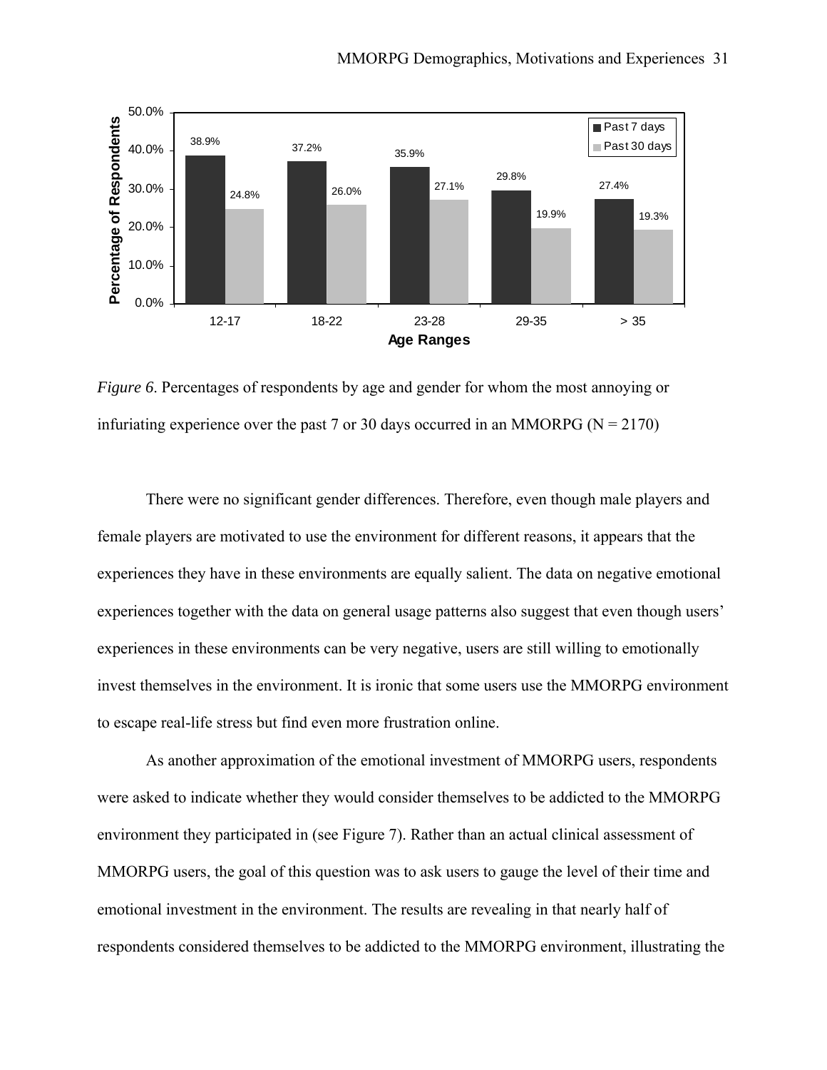*Figure 6*. Percentages of respondents by age and gender for whom the most annoying or infuriating experience over the past 7 or 30 days occurred in an MMORPG (N = 2170)

There were no significant gender differences. Therefore, even though male players and female players are motivated to use the environment for different reasons, it appears that the experiences they have in these environments are equally salient. The data on negative emotional experiences together with the data on general usage patterns also suggest that even though users' experiences in these environments can be very negative, users are still willing to emotionally invest themselves in the environment. It is ironic that some users use the MMORPG environment to escape real-life stress but find even more frustration online.

As another approximation of the emotional investment of MMORPG users, respondents were asked to indicate whether they would consider themselves to be addicted to the MMORPG environment they participated in (see Figure 7). Rather than an actual clinical assessment of MMORPG users, the goal of this question was to ask users to gauge the level of their time and emotional investment in the environment. The results are revealing in that nearly half of respondents considered themselves to be addicted to the MMORPG environment, illustrating the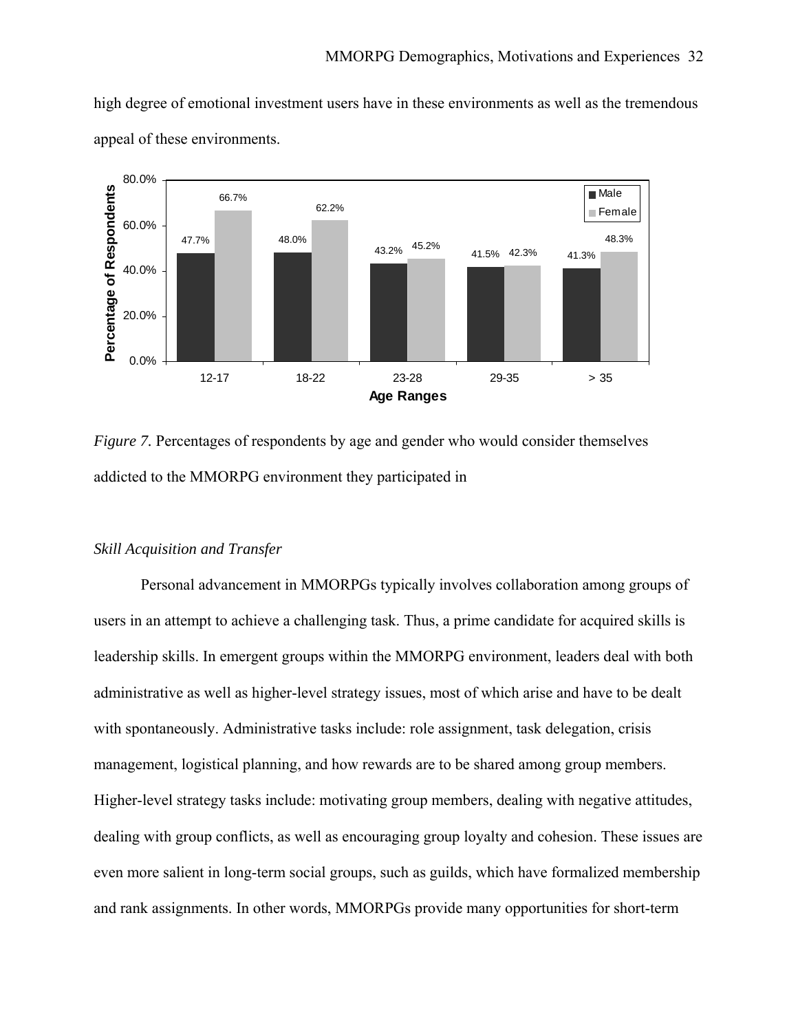high degree of emotional investment users have in these environments as well as the tremendous appeal of these environments.

*Figure 7.* Percentages of respondents by age and gender who would consider themselves addicted to the MMORPG environment they participated in

### *Skill Acquisition and Transfer*

Personal advancement in MMORPGs typically involves collaboration among groups of users in an attempt to achieve a challenging task. Thus, a prime candidate for acquired skills is leadership skills. In emergent groups within the MMORPG environment, leaders deal with both administrative as well as higher-level strategy issues, most of which arise and have to be dealt with spontaneously. Administrative tasks include: role assignment, task delegation, crisis management, logistical planning, and how rewards are to be shared among group members. Higher-level strategy tasks include: motivating group members, dealing with negative attitudes, dealing with group conflicts, as well as encouraging group loyalty and cohesion. These issues are even more salient in long-term social groups, such as guilds, which have formalized membership and rank assignments. In other words, MMORPGs provide many opportunities for short-term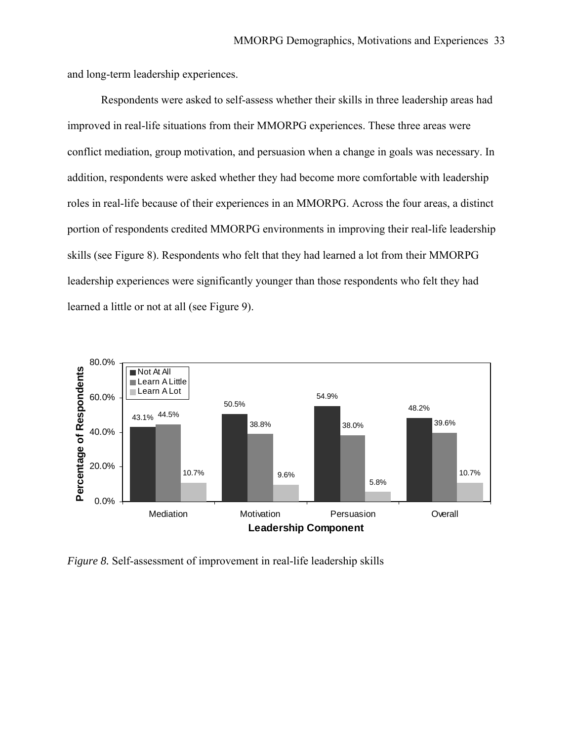and long-term leadership experiences.

Respondents were asked to self-assess whether their skills in three leadership areas had improved in real-life situations from their MMORPG experiences. These three areas were conflict mediation, group motivation, and persuasion when a change in goals was necessary. In addition, respondents were asked whether they had become more comfortable with leadership roles in real-life because of their experiences in an MMORPG. Across the four areas, a distinct portion of respondents credited MMORPG environments in improving their real-life leadership skills (see Figure 8). Respondents who felt that they had learned a lot from their MMORPG leadership experiences were significantly younger than those respondents who felt they had learned a little or not at all (see Figure 9).

| Leadership Component | Not At All | Learn A Little | Learn A Lot |
| --- | --- | --- | --- |
| Mediation | 43.1% | 44.5% | 10.7% |
| Motivation | 50.5% | 38.8% | 9.6% |
| Persuasion | 54.9% | 38.0% | 5.8% |
| Overall | 48.2% | 39.6% | 10.7% |

*Figure 8.* Self-assessment of improvement in real-life leadership skills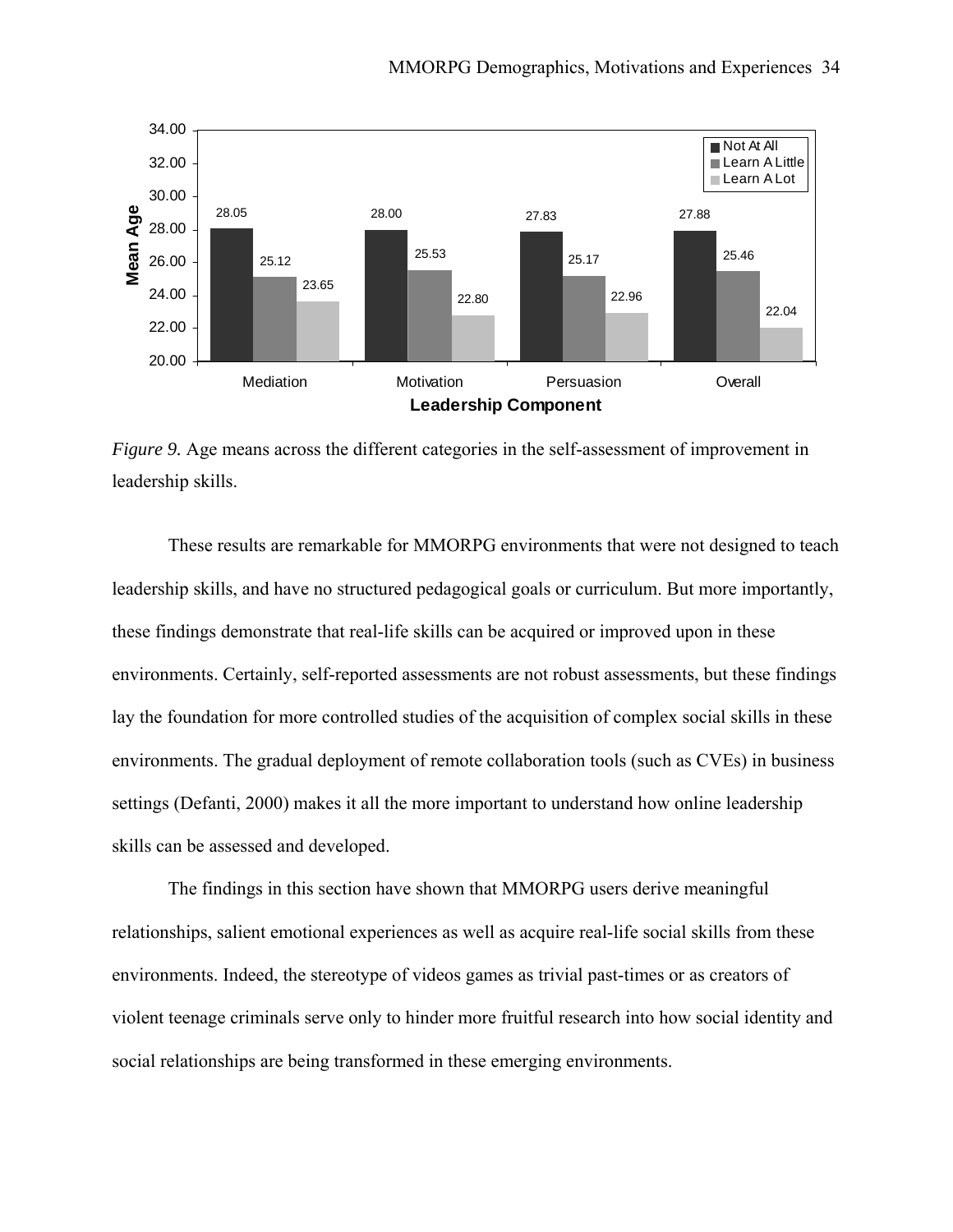*Figure 9.* Age means across the different categories in the self-assessment of improvement in leadership skills.

These results are remarkable for MMORPG environments that were not designed to teach leadership skills, and have no structured pedagogical goals or curriculum. But more importantly, these findings demonstrate that real-life skills can be acquired or improved upon in these environments. Certainly, self-reported assessments are not robust assessments, but these findings lay the foundation for more controlled studies of the acquisition of complex social skills in these environments. The gradual deployment of remote collaboration tools (such as CVEs) in business settings (Defanti, 2000) makes it all the more important to understand how online leadership skills can be assessed and developed.

The findings in this section have shown that MMORPG users derive meaningful relationships, salient emotional experiences as well as acquire real-life social skills from these environments. Indeed, the stereotype of videos games as trivial past-times or as creators of violent teenage criminals serve only to hinder more fruitful research into how social identity and social relationships are being transformed in these emerging environments.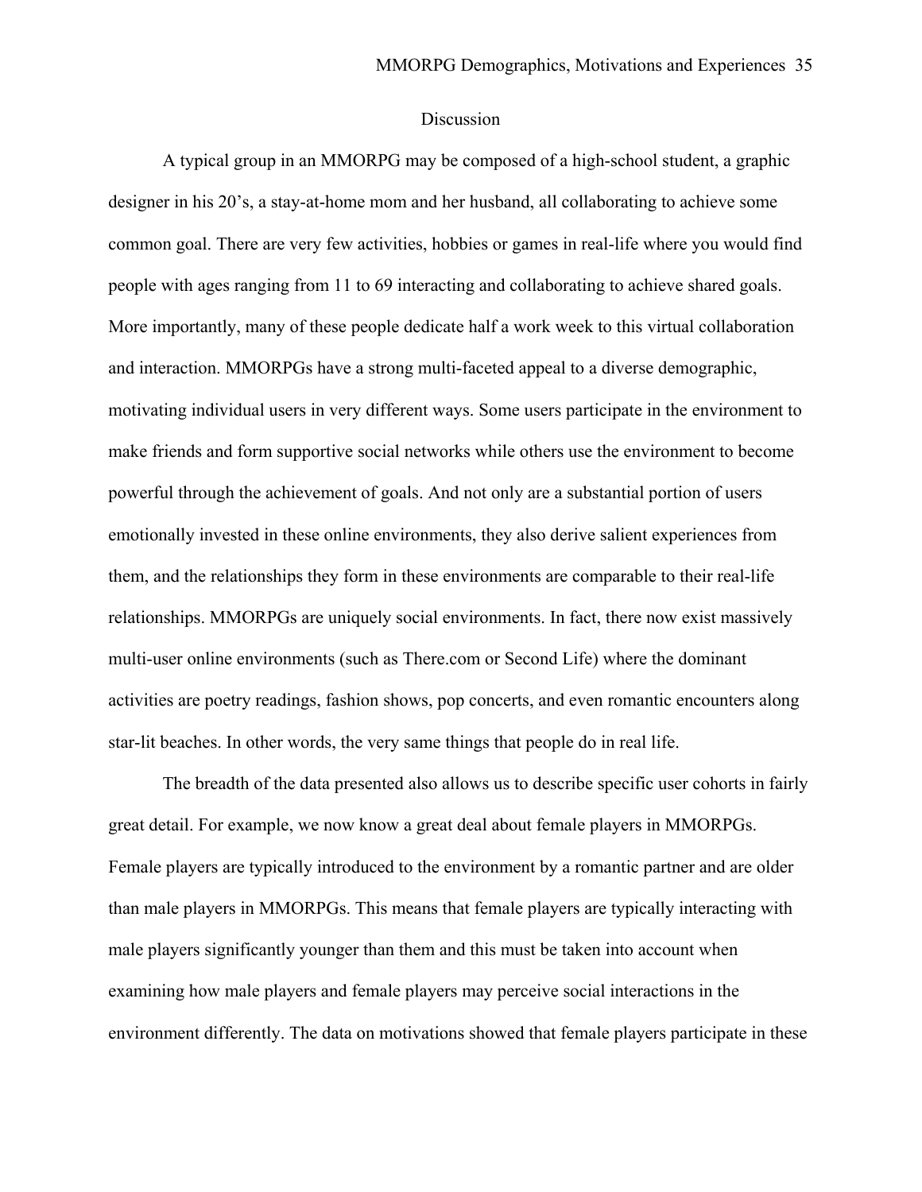## Discussion

A typical group in an MMORPG may be composed of a high-school student, a graphic designer in his 20's, a stay-at-home mom and her husband, all collaborating to achieve some common goal. There are very few activities, hobbies or games in real-life where you would find people with ages ranging from 11 to 69 interacting and collaborating to achieve shared goals. More importantly, many of these people dedicate half a work week to this virtual collaboration and interaction. MMORPGs have a strong multi-faceted appeal to a diverse demographic, motivating individual users in very different ways. Some users participate in the environment to make friends and form supportive social networks while others use the environment to become powerful through the achievement of goals. And not only are a substantial portion of users emotionally invested in these online environments, they also derive salient experiences from them, and the relationships they form in these environments are comparable to their real-life relationships. MMORPGs are uniquely social environments. In fact, there now exist massively multi-user online environments (such as There.com or Second Life) where the dominant activities are poetry readings, fashion shows, pop concerts, and even romantic encounters along star-lit beaches. In other words, the very same things that people do in real life.

The breadth of the data presented also allows us to describe specific user cohorts in fairly great detail. For example, we now know a great deal about female players in MMORPGs. Female players are typically introduced to the environment by a romantic partner and are older than male players in MMORPGs. This means that female players are typically interacting with male players significantly younger than them and this must be taken into account when examining how male players and female players may perceive social interactions in the environment differently. The data on motivations showed that female players participate in these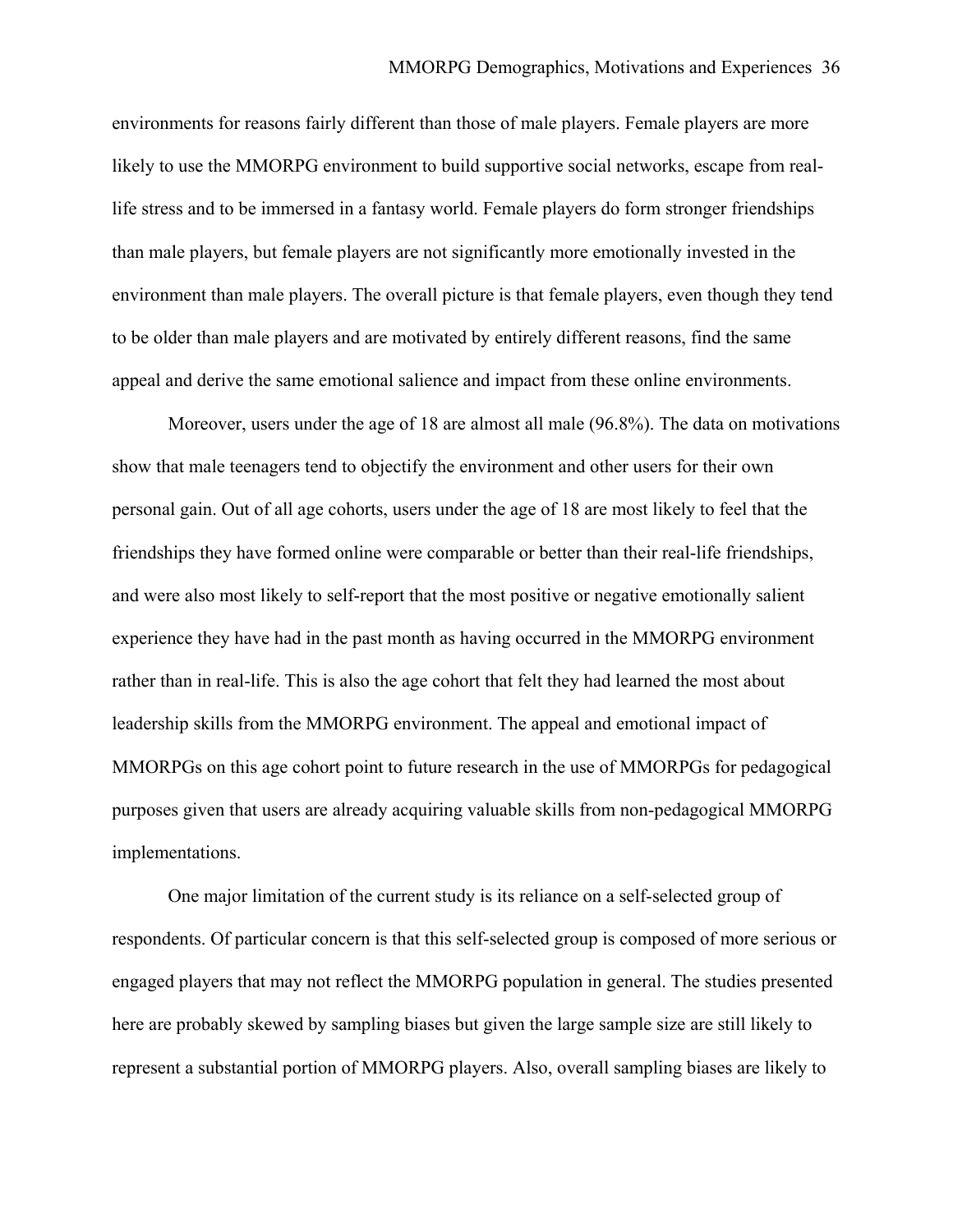environments for reasons fairly different than those of male players. Female players are more likely to use the MMORPG environment to build supportive social networks, escape from real-life stress and to be immersed in a fantasy world. Female players do form stronger friendships than male players, but female players are not significantly more emotionally invested in the environment than male players. The overall picture is that female players, even though they tend to be older than male players and are motivated by entirely different reasons, find the same appeal and derive the same emotional salience and impact from these online environments.

Moreover, users under the age of 18 are almost all male (96.8%). The data on motivations show that male teenagers tend to objectify the environment and other users for their own personal gain. Out of all age cohorts, users under the age of 18 are most likely to feel that the friendships they have formed online were comparable or better than their real-life friendships, and were also most likely to self-report that the most positive or negative emotionally salient experience they have had in the past month as having occurred in the MMORPG environment rather than in real-life. This is also the age cohort that felt they had learned the most about leadership skills from the MMORPG environment. The appeal and emotional impact of MMORPGs on this age cohort point to future research in the use of MMORPGs for pedagogical purposes given that users are already acquiring valuable skills from non-pedagogical MMORPG implementations.

One major limitation of the current study is its reliance on a self-selected group of respondents. Of particular concern is that this self-selected group is composed of more serious or engaged players that may not reflect the MMORPG population in general. The studies presented here are probably skewed by sampling biases but given the large sample size are still likely to represent a substantial portion of MMORPG players. Also, overall sampling biases are likely to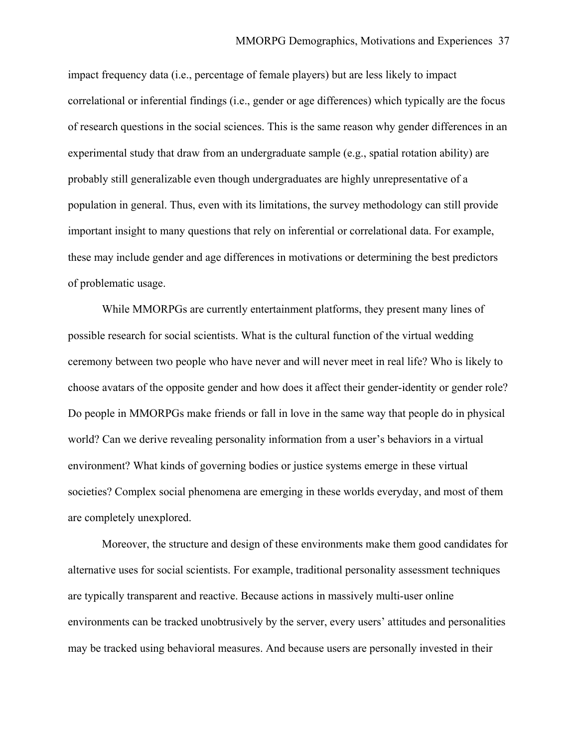impact frequency data (i.e., percentage of female players) but are less likely to impact correlational or inferential findings (i.e., gender or age differences) which typically are the focus of research questions in the social sciences. This is the same reason why gender differences in an experimental study that draw from an undergraduate sample (e.g., spatial rotation ability) are probably still generalizable even though undergraduates are highly unrepresentative of a population in general. Thus, even with its limitations, the survey methodology can still provide important insight to many questions that rely on inferential or correlational data. For example, these may include gender and age differences in motivations or determining the best predictors of problematic usage.

While MMORPGs are currently entertainment platforms, they present many lines of possible research for social scientists. What is the cultural function of the virtual wedding ceremony between two people who have never and will never meet in real life? Who is likely to choose avatars of the opposite gender and how does it affect their gender-identity or gender role? Do people in MMORPGs make friends or fall in love in the same way that people do in physical world? Can we derive revealing personality information from a user's behaviors in a virtual environment? What kinds of governing bodies or justice systems emerge in these virtual societies? Complex social phenomena are emerging in these worlds everyday, and most of them are completely unexplored.

Moreover, the structure and design of these environments make them good candidates for alternative uses for social scientists. For example, traditional personality assessment techniques are typically transparent and reactive. Because actions in massively multi-user online environments can be tracked unobtrusively by the server, every users' attitudes and personalities may be tracked using behavioral measures. And because users are personally invested in their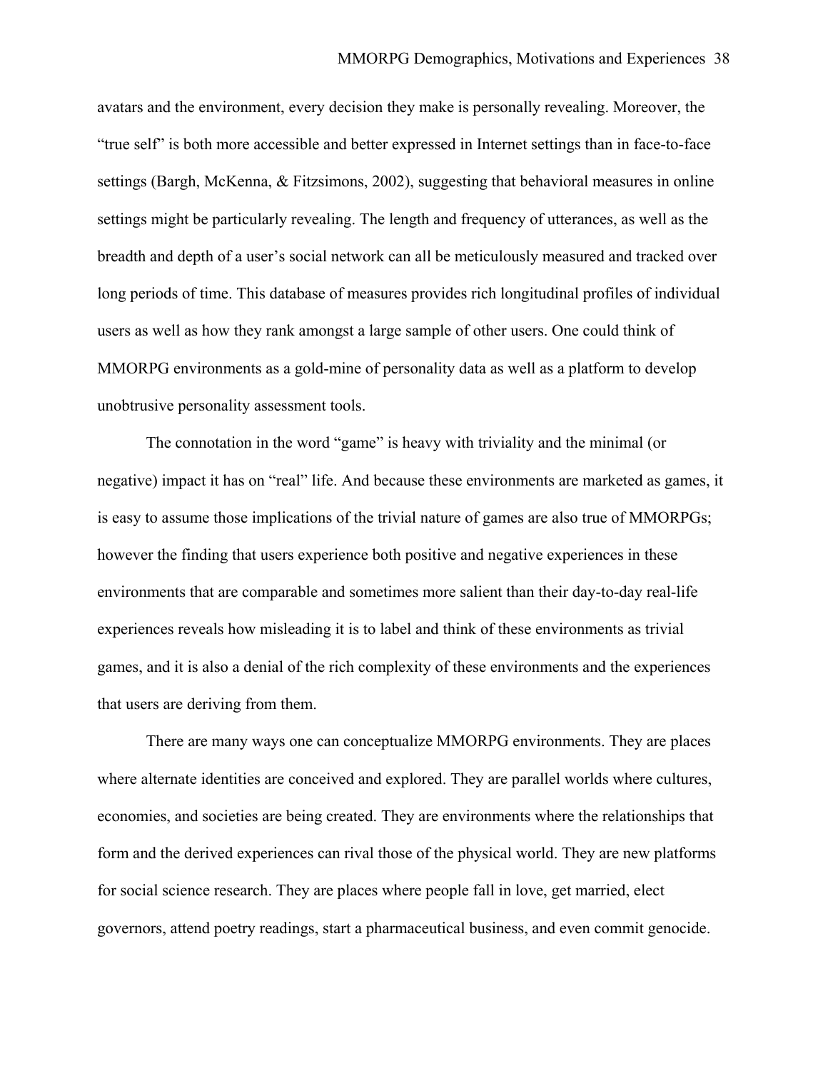avatars and the environment, every decision they make is personally revealing. Moreover, the "true self" is both more accessible and better expressed in Internet settings than in face-to-face settings (Bargh, McKenna, & Fitzsimons, 2002), suggesting that behavioral measures in online settings might be particularly revealing. The length and frequency of utterances, as well as the breadth and depth of a user's social network can all be meticulously measured and tracked over long periods of time. This database of measures provides rich longitudinal profiles of individual users as well as how they rank amongst a large sample of other users. One could think of MMORPG environments as a gold-mine of personality data as well as a platform to develop unobtrusive personality assessment tools.

The connotation in the word "game" is heavy with triviality and the minimal (or negative) impact it has on "real" life. And because these environments are marketed as games, it is easy to assume those implications of the trivial nature of games are also true of MMORPGs; however the finding that users experience both positive and negative experiences in these environments that are comparable and sometimes more salient than their day-to-day real-life experiences reveals how misleading it is to label and think of these environments as trivial games, and it is also a denial of the rich complexity of these environments and the experiences that users are deriving from them.

There are many ways one can conceptualize MMORPG environments. They are places where alternate identities are conceived and explored. They are parallel worlds where cultures, economies, and societies are being created. They are environments where the relationships that form and the derived experiences can rival those of the physical world. They are new platforms for social science research. They are places where people fall in love, get married, elect governors, attend poetry readings, start a pharmaceutical business, and even commit genocide.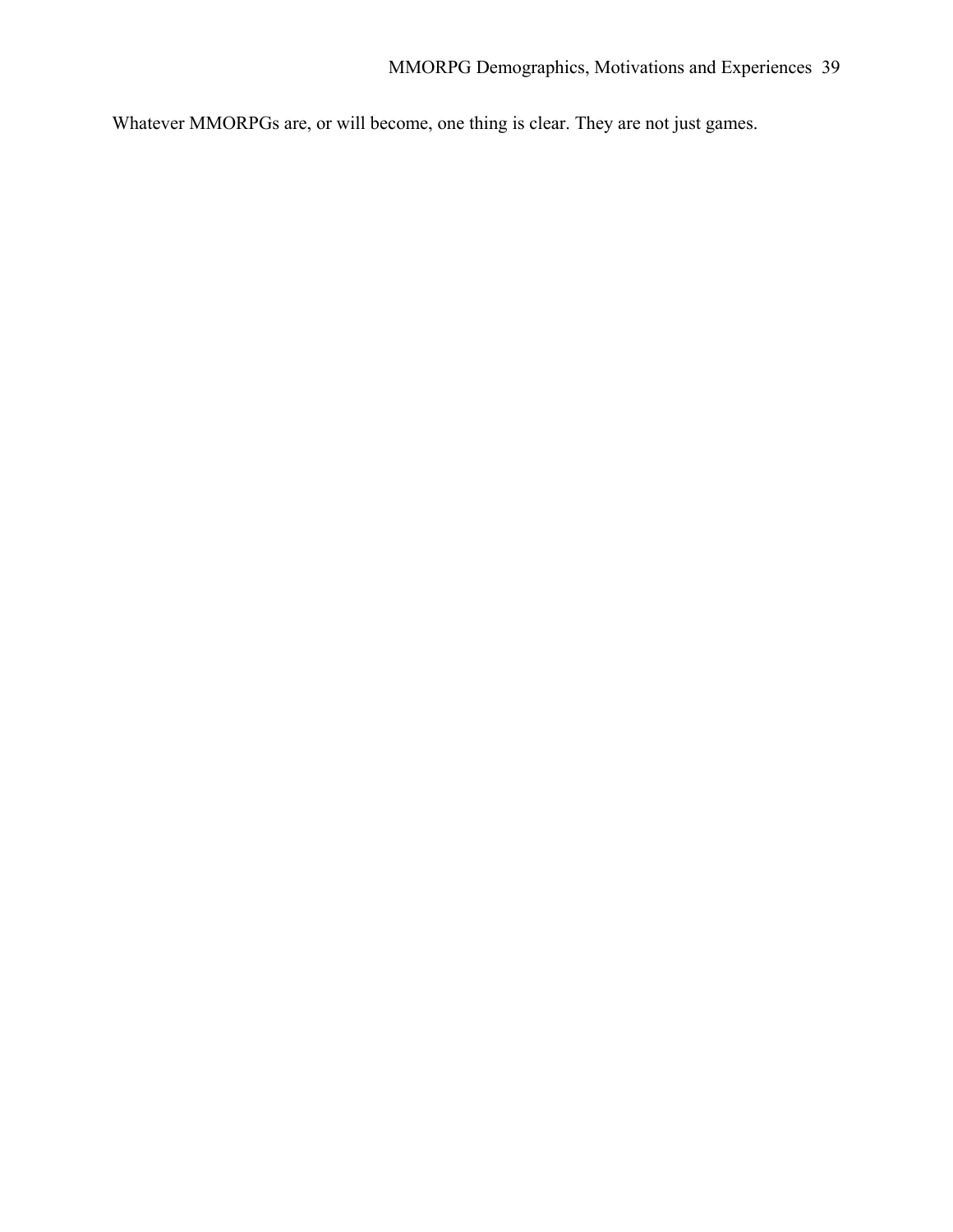Whatever MMORPGs are, or will become, one thing is clear. They are not just games.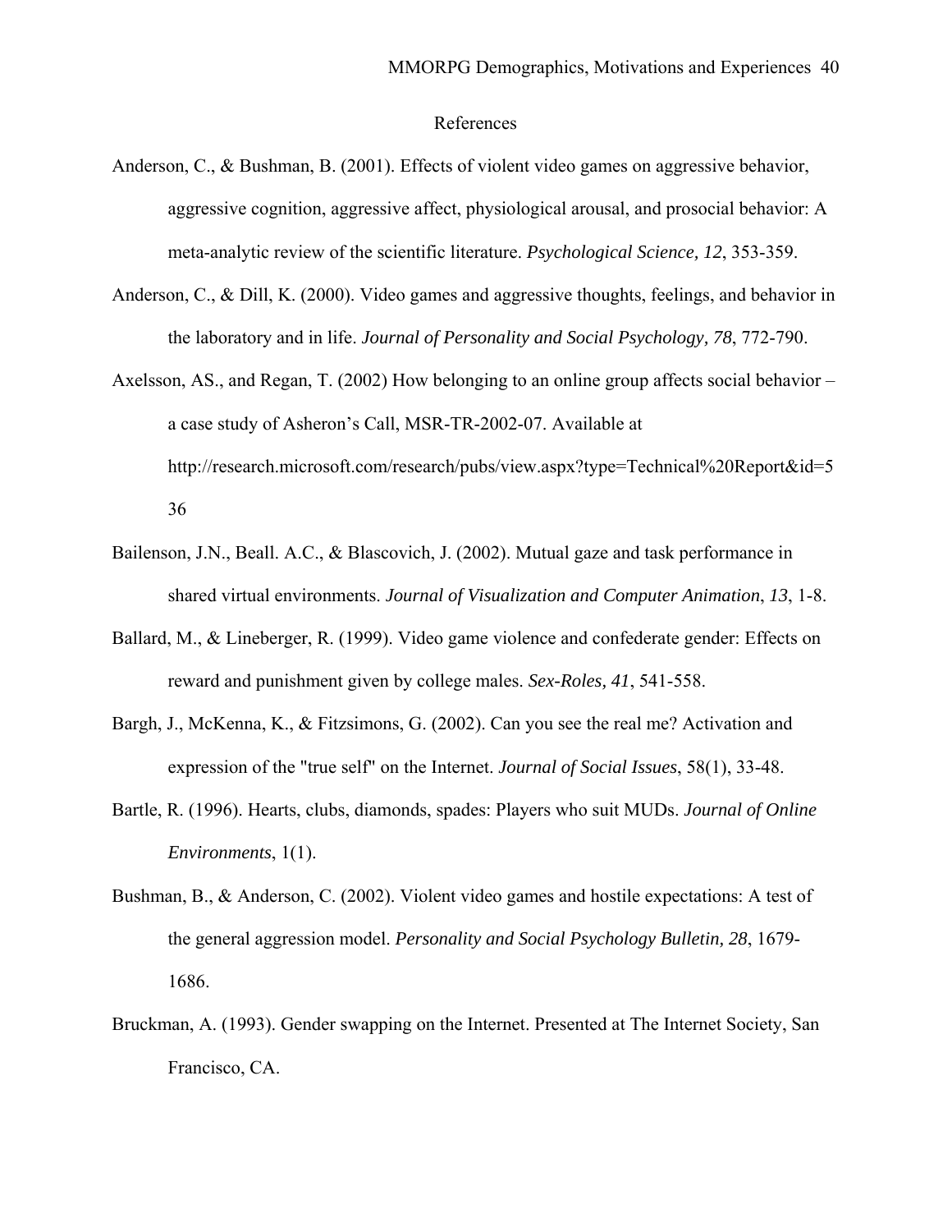# References

Anderson, C., & Bushman, B. (2001). Effects of violent video games on aggressive behavior, aggressive cognition, aggressive affect, physiological arousal, and prosocial behavior: A meta-analytic review of the scientific literature. *Psychological Science, 12*, 353-359.

Anderson, C., & Dill, K. (2000). Video games and aggressive thoughts, feelings, and behavior in the laboratory and in life. *Journal of Personality and Social Psychology, 78*, 772-790.

Axelsson, AS., and Regan, T. (2002) How belonging to an online group affects social behavior – a case study of Asheron's Call, MSR-TR-2002-07. Available at http://research.microsoft.com/research/pubs/view.aspx?type=Technical%20Report&id=536

Bailenson, J.N., Beall. A.C., & Blascovich, J. (2002). Mutual gaze and task performance in shared virtual environments. *Journal of Visualization and Computer Animation*, *13*, 1-8.

Ballard, M., & Lineberger, R. (1999). Video game violence and confederate gender: Effects on reward and punishment given by college males. *Sex-Roles, 41*, 541-558.

Bargh, J., McKenna, K., & Fitzsimons, G. (2002). Can you see the real me? Activation and expression of the "true self" on the Internet. *Journal of Social Issues*, 58(1), 33-48.

Bartle, R. (1996). Hearts, clubs, diamonds, spades: Players who suit MUDs. *Journal of Online Environments*, 1(1).

Bushman, B., & Anderson, C. (2002). Violent video games and hostile expectations: A test of the general aggression model. *Personality and Social Psychology Bulletin, 28*, 1679-1686.

Bruckman, A. (1993). Gender swapping on the Internet. Presented at The Internet Society, San Francisco, CA.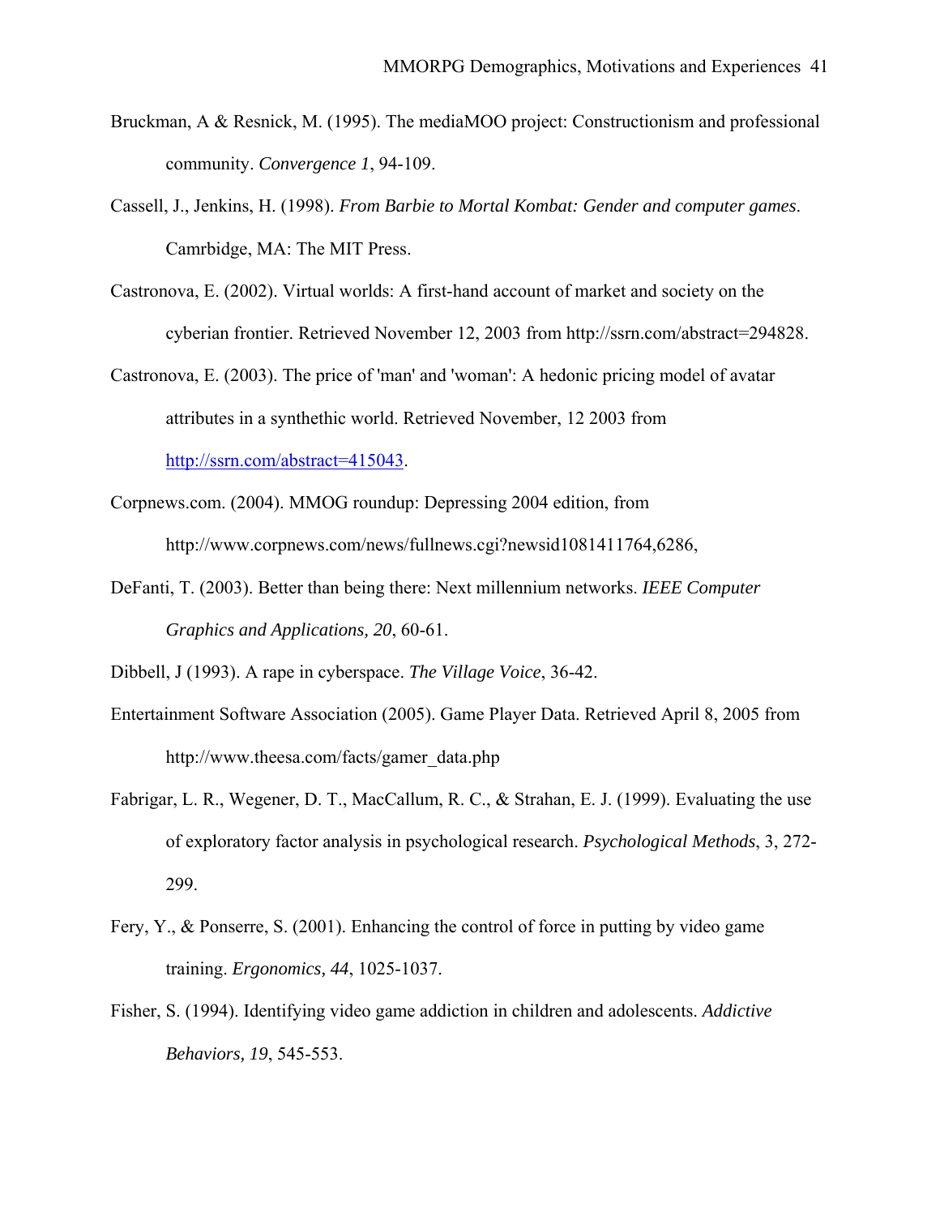Bruckman, A & Resnick, M. (1995). The mediaMOO project: Constructionism and professional community. *Convergence 1*, 94-109.

Cassell, J., Jenkins, H. (1998). *From Barbie to Mortal Kombat: Gender and computer games*. Camrbidge, MA: The MIT Press.

Castronova, E. (2002). Virtual worlds: A first-hand account of market and society on the cyberian frontier. Retrieved November 12, 2003 from http://ssrn.com/abstract=294828.

Castronova, E. (2003). The price of 'man' and 'woman': A hedonic pricing model of avatar attributes in a synthethic world. Retrieved November, 12 2003 from http://ssrn.com/abstract=415043.

Corpnews.com. (2004). MMOG roundup: Depressing 2004 edition, from http://www.corpnews.com/news/fullnews.cgi?newsid1081411764,6286,

DeFanti, T. (2003). Better than being there: Next millennium networks. *IEEE Computer Graphics and Applications, 20*, 60-61.

Dibbell, J (1993). A rape in cyberspace. *The Village Voice*, 36-42.

Entertainment Software Association (2005). Game Player Data. Retrieved April 8, 2005 from http://www.theesa.com/facts/gamer_data.php

Fabrigar, L. R., Wegener, D. T., MacCallum, R. C., & Strahan, E. J. (1999). Evaluating the use of exploratory factor analysis in psychological research. *Psychological Methods*, 3, 272-299.

Fery, Y., & Ponserre, S. (2001). Enhancing the control of force in putting by video game training. *Ergonomics, 44*, 1025-1037.

Fisher, S. (1994). Identifying video game addiction in children and adolescents. *Addictive Behaviors, 19*, 545-553.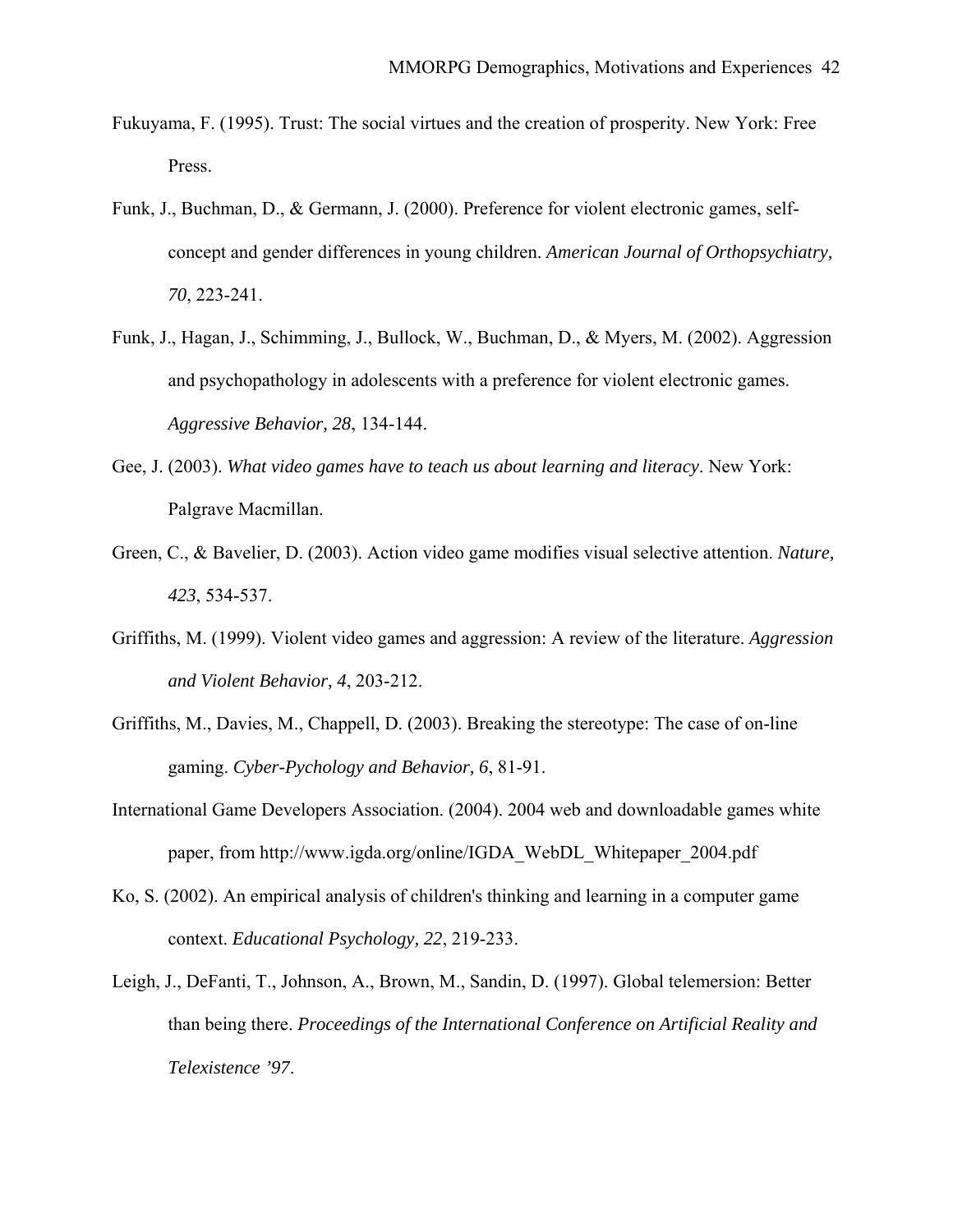Fukuyama, F. (1995). Trust: The social virtues and the creation of prosperity. New York: Free Press.

Funk, J., Buchman, D., & Germann, J. (2000). Preference for violent electronic games, self-concept and gender differences in young children. *American Journal of Orthopsychiatry, 70*, 223-241.

Funk, J., Hagan, J., Schimming, J., Bullock, W., Buchman, D., & Myers, M. (2002). Aggression and psychopathology in adolescents with a preference for violent electronic games. *Aggressive Behavior, 28*, 134-144.

Gee, J. (2003). *What video games have to teach us about learning and literacy*. New York: Palgrave Macmillan.

Green, C., & Bavelier, D. (2003). Action video game modifies visual selective attention. *Nature, 423*, 534-537.

Griffiths, M. (1999). Violent video games and aggression: A review of the literature. *Aggression and Violent Behavior, 4*, 203-212.

Griffiths, M., Davies, M., Chappell, D. (2003). Breaking the stereotype: The case of on-line gaming. *Cyber-Pychology and Behavior, 6*, 81-91.

International Game Developers Association. (2004). 2004 web and downloadable games white paper, from http://www.igda.org/online/IGDA_WebDL_Whitepaper_2004.pdf

Ko, S. (2002). An empirical analysis of children's thinking and learning in a computer game context. *Educational Psychology, 22*, 219-233.

Leigh, J., DeFanti, T., Johnson, A., Brown, M., Sandin, D. (1997). Global telemersion: Better than being there. *Proceedings of the International Conference on Artificial Reality and Telexistence '97*.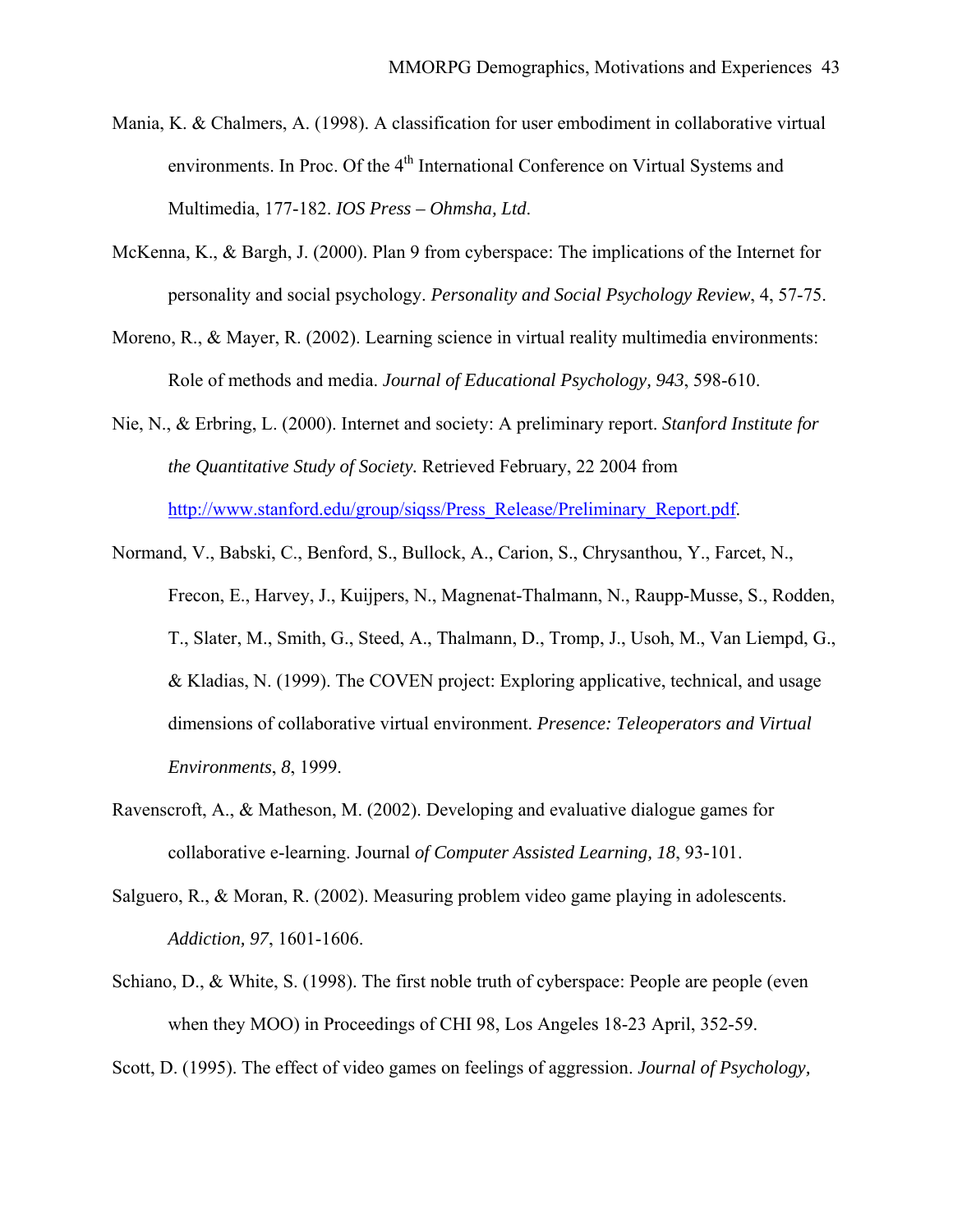Mania, K. & Chalmers, A. (1998). A classification for user embodiment in collaborative virtual environments. In Proc. Of the 4th International Conference on Virtual Systems and Multimedia, 177-182. *IOS Press – Ohmsha, Ltd*.

McKenna, K., & Bargh, J. (2000). Plan 9 from cyberspace: The implications of the Internet for personality and social psychology. *Personality and Social Psychology Review*, 4, 57-75.

Moreno, R., & Mayer, R. (2002). Learning science in virtual reality multimedia environments: Role of methods and media. *Journal of Educational Psychology, 943*, 598-610.

Nie, N., & Erbring, L. (2000). Internet and society: A preliminary report. *Stanford Institute for the Quantitative Study of Society.* Retrieved February, 22 2004 from http://www.stanford.edu/group/siqss/Press_Release/Preliminary_Report.pdf.

Normand, V., Babski, C., Benford, S., Bullock, A., Carion, S., Chrysanthou, Y., Farcet, N., Frecon, E., Harvey, J., Kuijpers, N., Magnenat-Thalmann, N., Raupp-Musse, S., Rodden, T., Slater, M., Smith, G., Steed, A., Thalmann, D., Tromp, J., Usoh, M., Van Liempd, G., & Kladias, N. (1999). The COVEN project: Exploring applicative, technical, and usage dimensions of collaborative virtual environment. *Presence: Teleoperators and Virtual Environments*, *8*, 1999.

Ravenscroft, A., & Matheson, M. (2002). Developing and evaluative dialogue games for collaborative e-learning. Journal *of Computer Assisted Learning, 18*, 93-101.

Salguero, R., & Moran, R. (2002). Measuring problem video game playing in adolescents. *Addiction, 97*, 1601-1606.

Schiano, D., & White, S. (1998). The first noble truth of cyberspace: People are people (even when they MOO) in Proceedings of CHI 98, Los Angeles 18-23 April, 352-59.

Scott, D. (1995). The effect of video games on feelings of aggression. *Journal of Psychology,*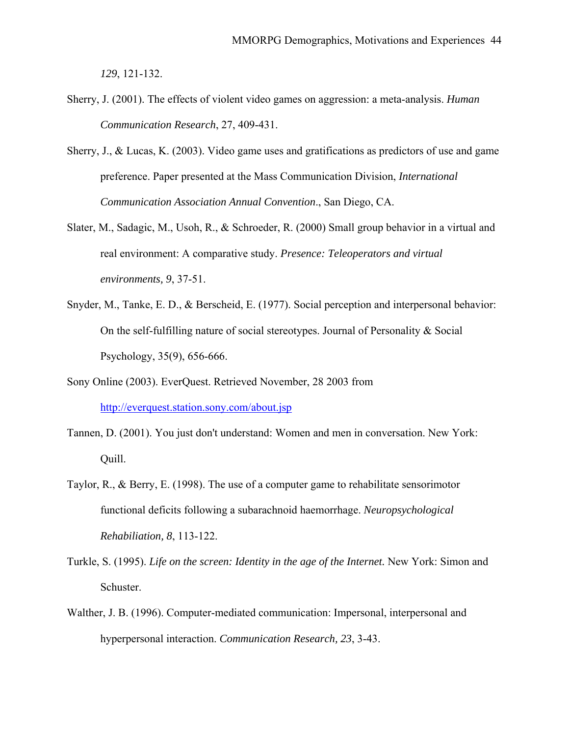*129*, 121-132.

Sherry, J. (2001). The effects of violent video games on aggression: a meta-analysis. *Human Communication Research*, 27, 409-431.

Sherry, J., & Lucas, K. (2003). Video game uses and gratifications as predictors of use and game preference. Paper presented at the Mass Communication Division, *International Communication Association Annual Convention*., San Diego, CA.

Slater, M., Sadagic, M., Usoh, R., & Schroeder, R. (2000) Small group behavior in a virtual and real environment: A comparative study. *Presence: Teleoperators and virtual environments, 9*, 37-51.

Snyder, M., Tanke, E. D., & Berscheid, E. (1977). Social perception and interpersonal behavior: On the self-fulfilling nature of social stereotypes. Journal of Personality & Social Psychology, 35(9), 656-666.

Sony Online (2003). EverQuest. Retrieved November, 28 2003 from http://everquest.station.sony.com/about.jsp

Tannen, D. (2001). You just don't understand: Women and men in conversation. New York: Quill.

Taylor, R., & Berry, E. (1998). The use of a computer game to rehabilitate sensorimotor functional deficits following a subarachnoid haemorrhage. *Neuropsychological Rehabiliation, 8*, 113-122.

Turkle, S. (1995). *Life on the screen: Identity in the age of the Internet.* New York: Simon and Schuster.

Walther, J. B. (1996). Computer-mediated communication: Impersonal, interpersonal and hyperpersonal interaction. *Communication Research, 23*, 3-43.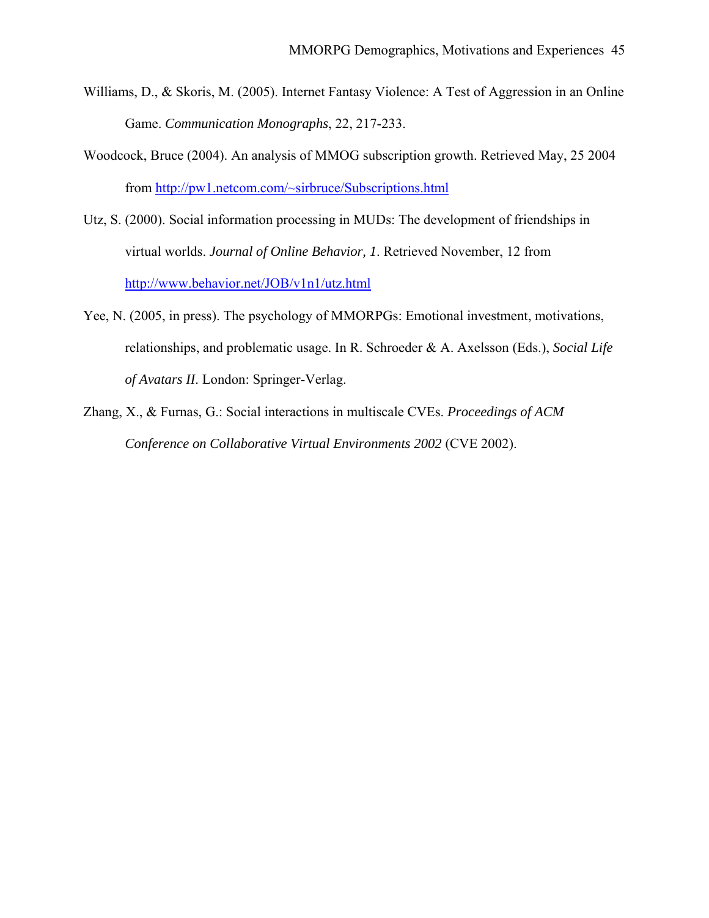Williams, D., & Skoris, M. (2005). Internet Fantasy Violence: A Test of Aggression in an Online Game. *Communication Monographs*, 22, 217-233.

Woodcock, Bruce (2004). An analysis of MMOG subscription growth. Retrieved May, 25 2004 from http://pw1.netcom.com/~sirbruce/Subscriptions.html

Utz, S. (2000). Social information processing in MUDs: The development of friendships in virtual worlds. *Journal of Online Behavior, 1*. Retrieved November, 12 from http://www.behavior.net/JOB/v1n1/utz.html

Yee, N. (2005, in press). The psychology of MMORPGs: Emotional investment, motivations, relationships, and problematic usage. In R. Schroeder & A. Axelsson (Eds.), *Social Life of Avatars II*. London: Springer-Verlag.

Zhang, X., & Furnas, G.: Social interactions in multiscale CVEs. *Proceedings of ACM Conference on Collaborative Virtual Environments 2002* (CVE 2002).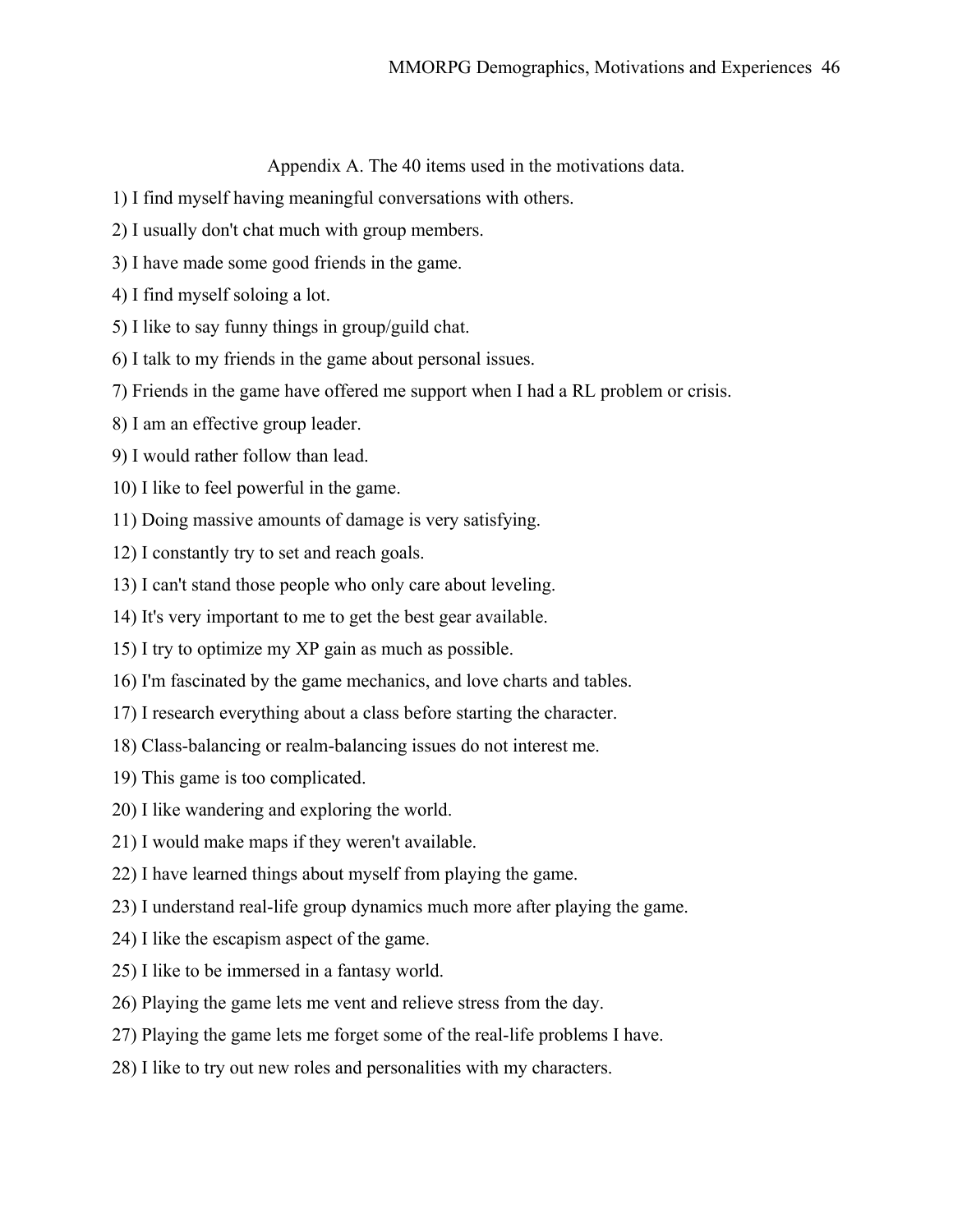Appendix A. The 40 items used in the motivations data.

1) I find myself having meaningful conversations with others.

2) I usually don't chat much with group members.

3) I have made some good friends in the game.

4) I find myself soloing a lot.

5) I like to say funny things in group/guild chat.

6) I talk to my friends in the game about personal issues.

7) Friends in the game have offered me support when I had a RL problem or crisis.

8) I am an effective group leader.

9) I would rather follow than lead.

10) I like to feel powerful in the game.

11) Doing massive amounts of damage is very satisfying.

12) I constantly try to set and reach goals.

13) I can't stand those people who only care about leveling.

14) It's very important to me to get the best gear available.

15) I try to optimize my XP gain as much as possible.

16) I'm fascinated by the game mechanics, and love charts and tables.

17) I research everything about a class before starting the character.

18) Class-balancing or realm-balancing issues do not interest me.

19) This game is too complicated.

20) I like wandering and exploring the world.

21) I would make maps if they weren't available.

22) I have learned things about myself from playing the game.

23) I understand real-life group dynamics much more after playing the game.

24) I like the escapism aspect of the game.

25) I like to be immersed in a fantasy world.

26) Playing the game lets me vent and relieve stress from the day.

27) Playing the game lets me forget some of the real-life problems I have.

28) I like to try out new roles and personalities with my characters.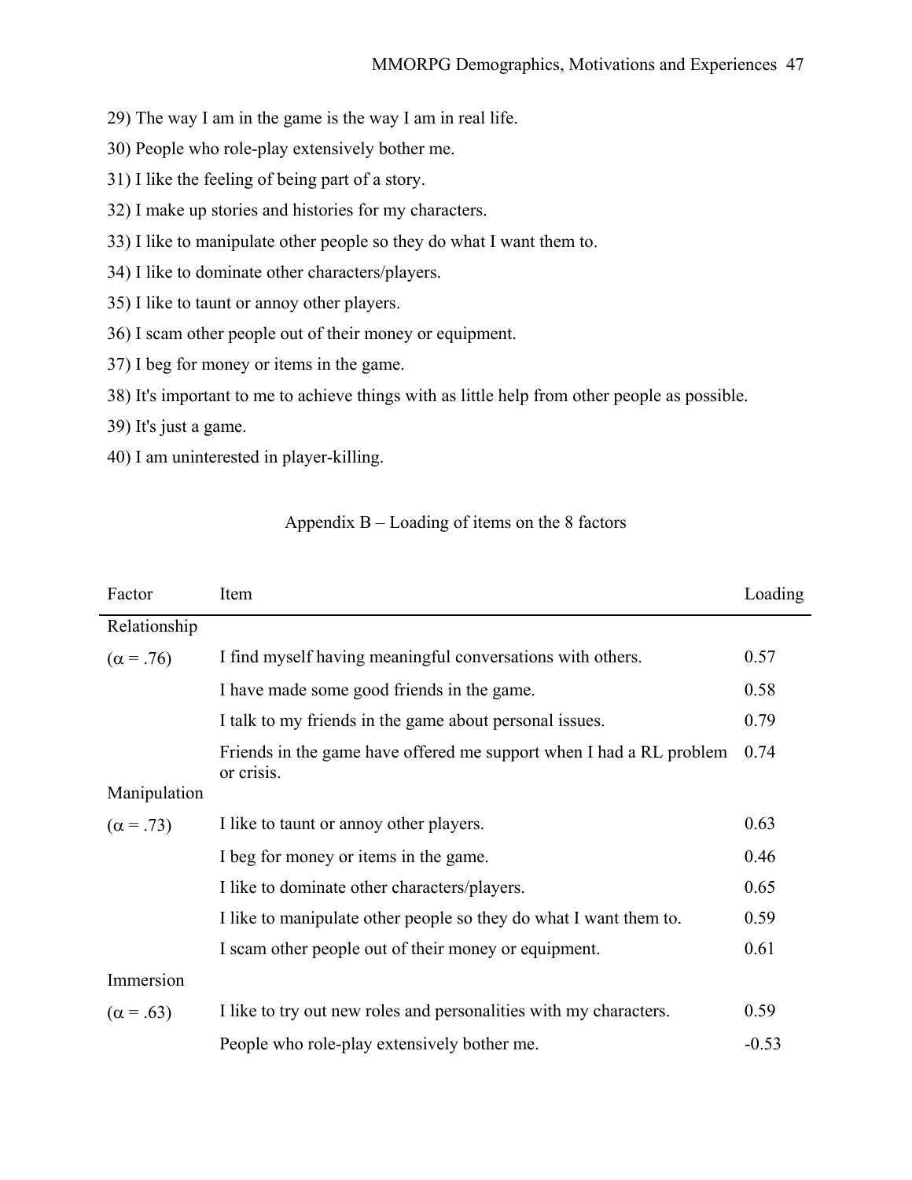29) The way I am in the game is the way I am in real life.

30) People who role-play extensively bother me.

31) I like the feeling of being part of a story.

32) I make up stories and histories for my characters.

33) I like to manipulate other people so they do what I want them to.

34) I like to dominate other characters/players.

35) I like to taunt or annoy other players.

36) I scam other people out of their money or equipment.

37) I beg for money or items in the game.

38) It's important to me to achieve things with as little help from other people as possible.

39) It's just a game.

40) I am uninterested in player-killing.

## Appendix B – Loading of items on the 8 factors

| Factor | Item | Loading |
|---|---|---|
| Relationship | | |
| ($\alpha$ = .76) | I find myself having meaningful conversations with others. | 0.57 |
| | I have made some good friends in the game. | 0.58 |
| | I talk to my friends in the game about personal issues. | 0.79 |
| | Friends in the game have offered me support when I had a RL problem or crisis. | 0.74 |
| Manipulation | | |
| ($\alpha$ = .73) | I like to taunt or annoy other players. | 0.63 |
| | I beg for money or items in the game. | 0.46 |
| | I like to dominate other characters/players. | 0.65 |
| | I like to manipulate other people so they do what I want them to. | 0.59 |
| | I scam other people out of their money or equipment. | 0.61 |
| Immersion | | |
| ($\alpha$ = .63) | I like to try out new roles and personalities with my characters. | 0.59 |
| | People who role-play extensively bother me. | -0.53 |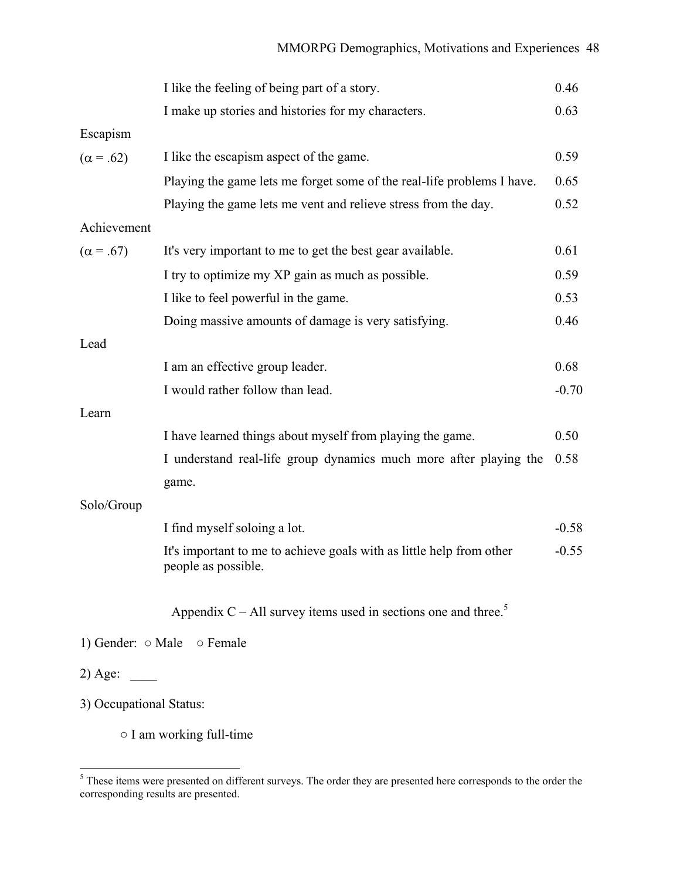| | | |
|---|---|---|
| | I like the feeling of being part of a story. | 0.46 |
| | I make up stories and histories for my characters. | 0.63 |
| Escapism | | |
| ($\alpha$ = .62) | I like the escapism aspect of the game. | 0.59 |
| | Playing the game lets me forget some of the real-life problems I have. | 0.65 |
| | Playing the game lets me vent and relieve stress from the day. | 0.52 |
| Achievement | | |
| ($\alpha$ = .67) | It's very important to me to get the best gear available. | 0.61 |
| | I try to optimize my XP gain as much as possible. | 0.59 |
| | I like to feel powerful in the game. | 0.53 |
| | Doing massive amounts of damage is very satisfying. | 0.46 |
| Lead | | |
| | I am an effective group leader. | 0.68 |
| | I would rather follow than lead. | -0.70 |
| Learn | | |
| | I have learned things about myself from playing the game. | 0.50 |
| | I understand real-life group dynamics much more after playing the game. | 0.58 |
| Solo/Group | | |
| | I find myself soloing a lot. | -0.58 |
| | It's important to me to achieve goals with as little help from other people as possible. | -0.55 |

## Appendix C – All survey items used in sections one and three.[5]

1) Gender: ○ Male ○ Female

2) Age: ____

3) Occupational Status:

○ I am working full-time

[5] These items were presented on different surveys. The order they are presented here corresponds to the order the corresponding results are presented.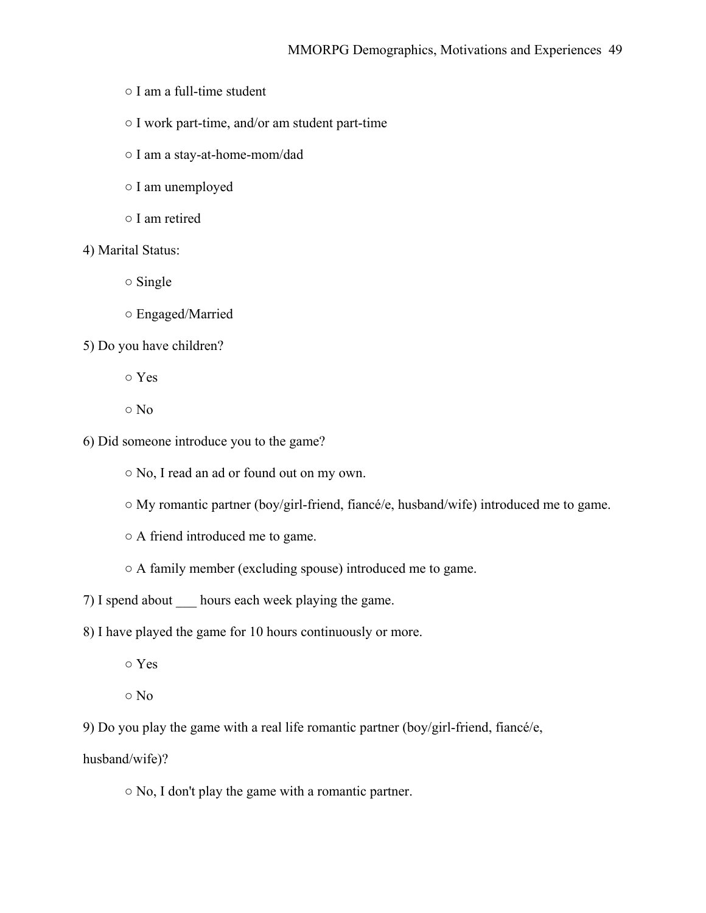○ I am a full-time student

○ I work part-time, and/or am student part-time

○ I am a stay-at-home-mom/dad

○ I am unemployed

○ I am retired

4) Marital Status:

○ Single

○ Engaged/Married

5) Do you have children?

○ Yes

○ No

6) Did someone introduce you to the game?

○ No, I read an ad or found out on my own.

○ My romantic partner (boy/girl-friend, fiancé/e, husband/wife) introduced me to game.

○ A friend introduced me to game.

○ A family member (excluding spouse) introduced me to game.

7) I spend about ___ hours each week playing the game.

8) I have played the game for 10 hours continuously or more.

○ Yes

○ No

9) Do you play the game with a real life romantic partner (boy/girl-friend, fiancé/e, husband/wife)?

○ No, I don't play the game with a romantic partner.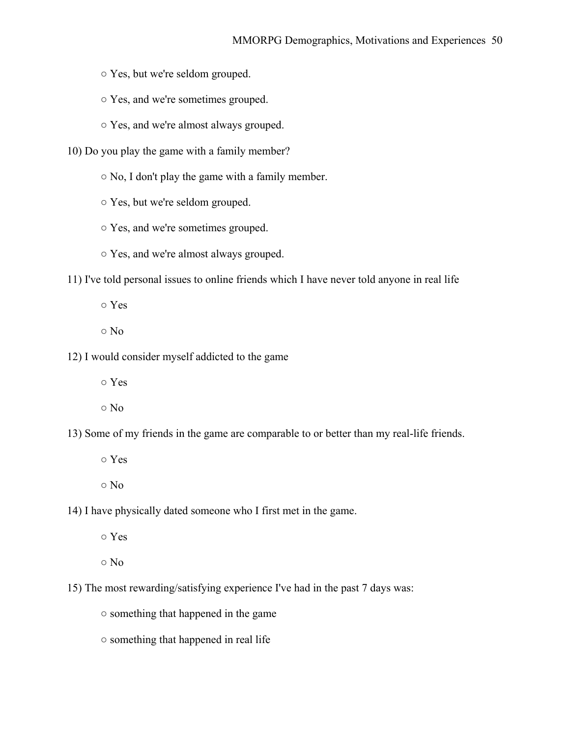○ Yes, but we're seldom grouped.

○ Yes, and we're sometimes grouped.

○ Yes, and we're almost always grouped.

10) Do you play the game with a family member?

○ No, I don't play the game with a family member.

○ Yes, but we're seldom grouped.

○ Yes, and we're sometimes grouped.

○ Yes, and we're almost always grouped.

11) I've told personal issues to online friends which I have never told anyone in real life

○ Yes

○ No

12) I would consider myself addicted to the game

○ Yes

○ No

13) Some of my friends in the game are comparable to or better than my real-life friends.

○ Yes

○ No

14) I have physically dated someone who I first met in the game.

○ Yes

○ No

15) The most rewarding/satisfying experience I've had in the past 7 days was:

○ something that happened in the game

○ something that happened in real life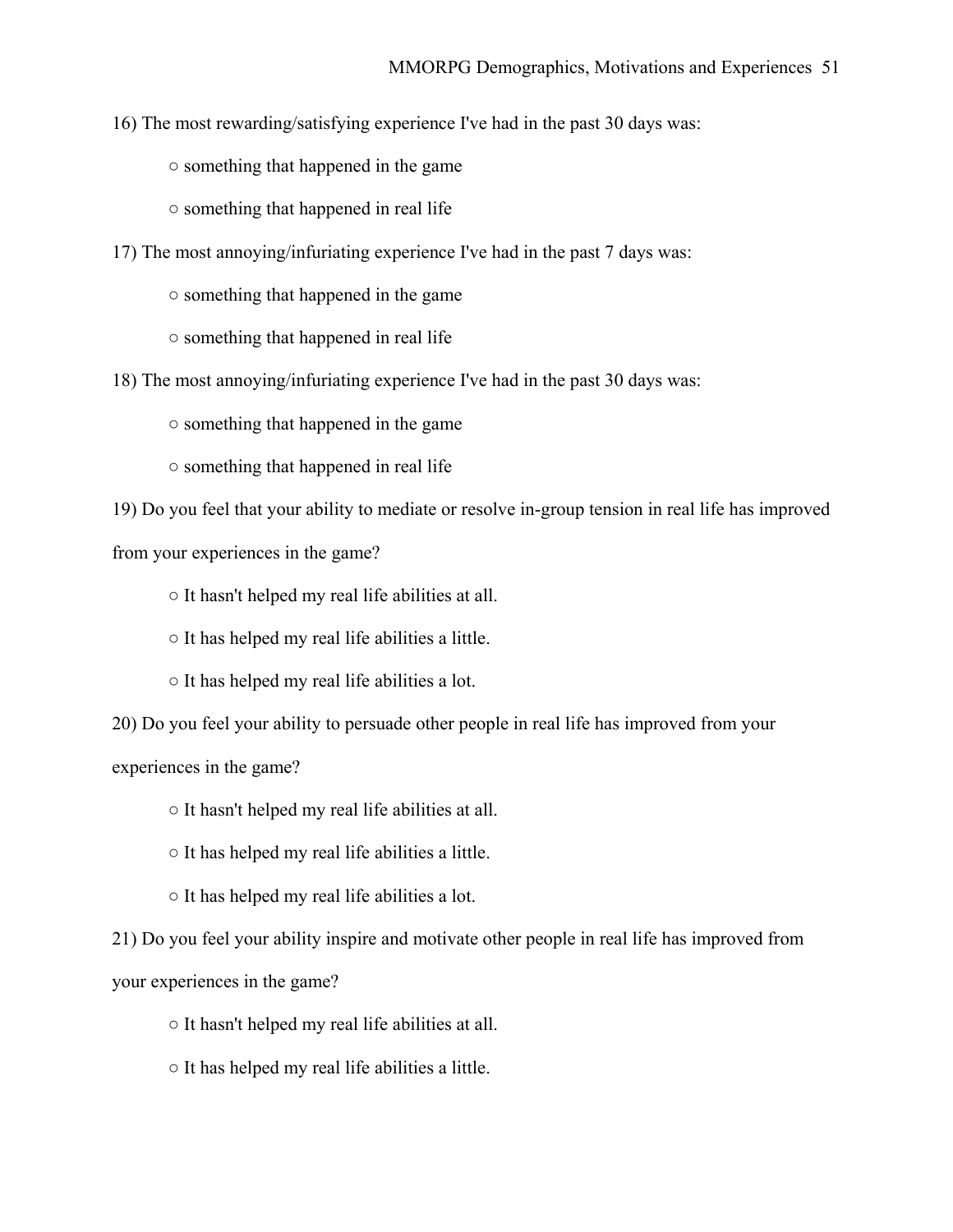16) The most rewarding/satisfying experience I've had in the past 30 days was:

○ something that happened in the game

○ something that happened in real life

17) The most annoying/infuriating experience I've had in the past 7 days was:

○ something that happened in the game

○ something that happened in real life

18) The most annoying/infuriating experience I've had in the past 30 days was:

○ something that happened in the game

○ something that happened in real life

19) Do you feel that your ability to mediate or resolve in-group tension in real life has improved from your experiences in the game?

○ It hasn't helped my real life abilities at all.

○ It has helped my real life abilities a little.

○ It has helped my real life abilities a lot.

20) Do you feel your ability to persuade other people in real life has improved from your experiences in the game?

○ It hasn't helped my real life abilities at all.

○ It has helped my real life abilities a little.

○ It has helped my real life abilities a lot.

21) Do you feel your ability inspire and motivate other people in real life has improved from your experiences in the game?

○ It hasn't helped my real life abilities at all.

○ It has helped my real life abilities a little.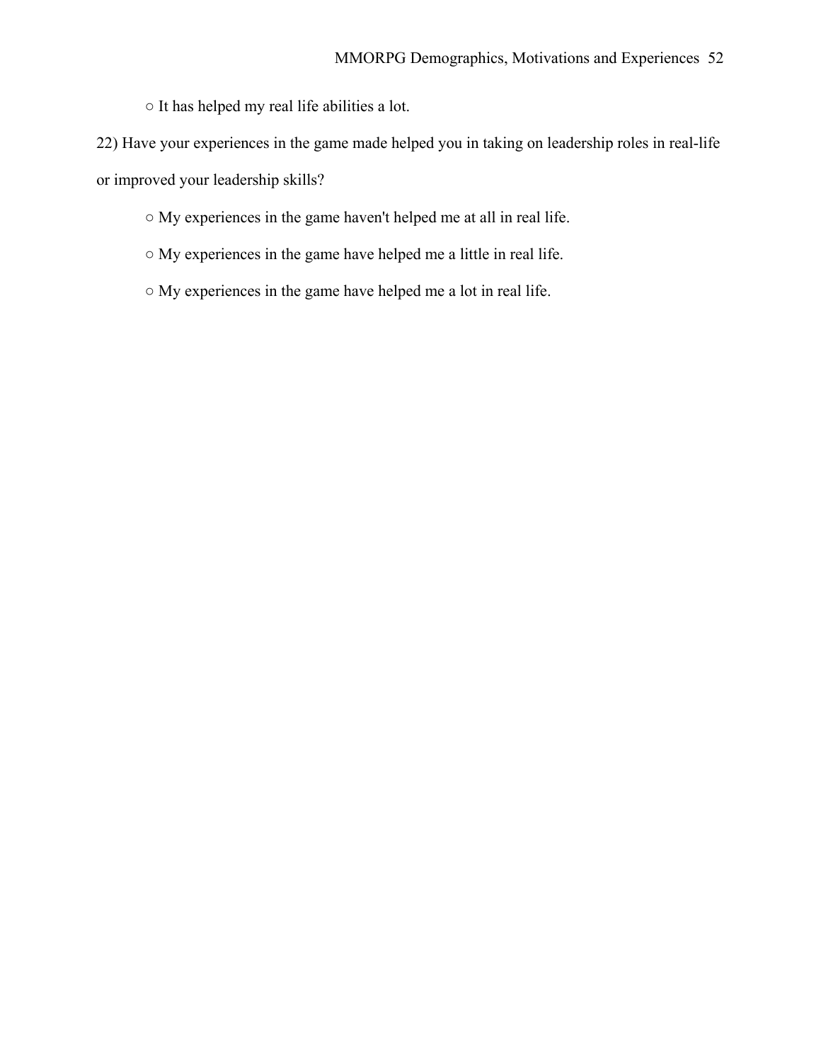○ It has helped my real life abilities a lot.

22) Have your experiences in the game made helped you in taking on leadership roles in real-life or improved your leadership skills?

○ My experiences in the game haven't helped me at all in real life.

○ My experiences in the game have helped me a little in real life.

○ My experiences in the game have helped me a lot in real life.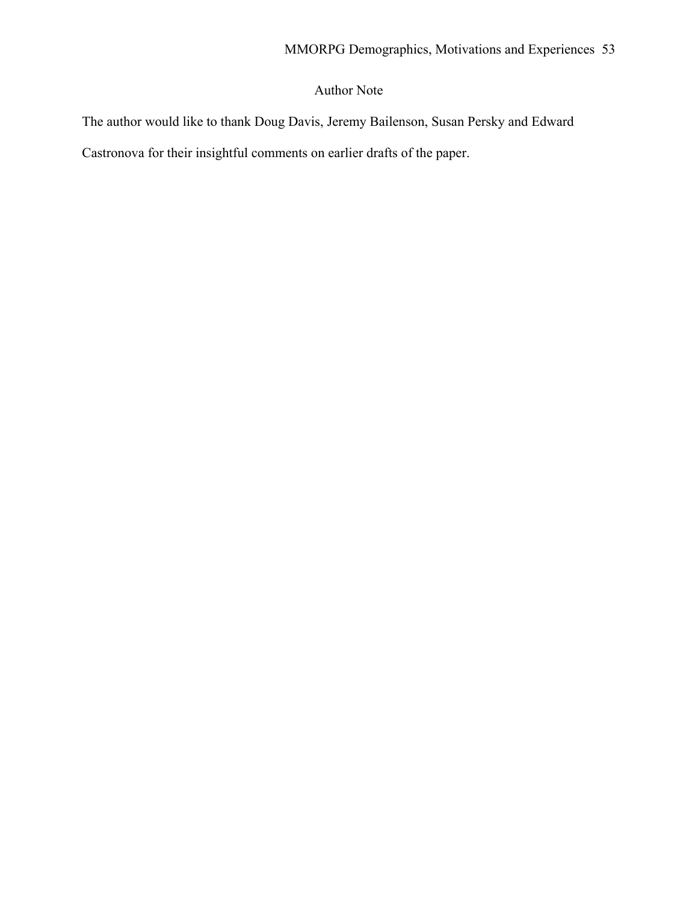# Author Note

The author would like to thank Doug Davis, Jeremy Bailenson, Susan Persky and Edward Castronova for their insightful comments on earlier drafts of the paper.